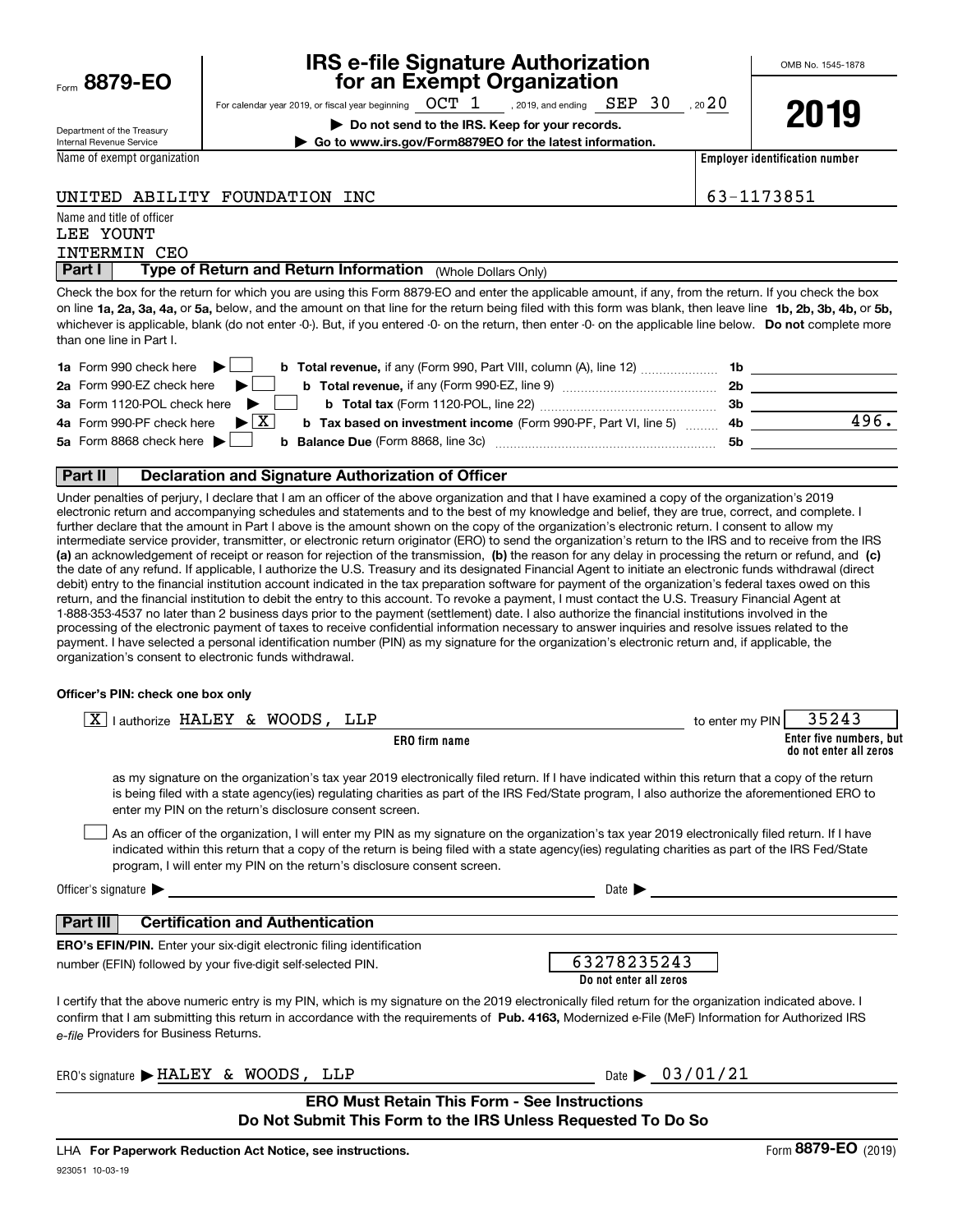Form **8879-EO**

Department of the Treasury
Internal Revenue Service

# IRS e-file Signature Authorization for an Exempt Organization

For calendar year 2019, or fiscal year beginning OCT 1, 2019, and ending SEP 30, 2020

▶ **Do not send to the IRS. Keep for your records.**

▶ **Go to www.irs.gov/Form8879EO for the latest information.**

OMB No. 1545-1878

**2019**

| Name of exempt organization | Employer identification number |
|---|---|
| UNITED ABILITY FOUNDATION INC | 63-1173851 |

Name and title of officer
LEE YOUNT
INTERMIN CEO

## Part I — Type of Return and Return Information (Whole Dollars Only)

Check the box for the return for which you are using this Form 8879-EO and enter the applicable amount, if any, from the return. If you check the box on line **1a, 2a, 3a, 4a,** or **5a,** below, and the amount on that line for the return being filed with this form was blank, then leave line **1b, 2b, 3b, 4b,** or **5b,** whichever is applicable, blank (do not enter -0-). But, if you entered -0- on the return, then enter -0- on the applicable line below. **Do not** complete more than one line in Part I.

| | | | |
|---|---|---|---|
| **1a** Form 990 check here ▶ [ ] | **b Total revenue,** if any (Form 990, Part VIII, column (A), line 12) | **1b** | |
| **2a** Form 990-EZ check here ▶ [ ] | **b Total revenue,** if any (Form 990-EZ, line 9) | **2b** | |
| **3a** Form 1120-POL check here ▶ [ ] | **b Total tax** (Form 1120-POL, line 22) | **3b** | |
| **4a** Form 990-PF check here ▶ [X] | **b Tax based on investment income** (Form 990-PF, Part VI, line 5) | **4b** | 496. |
| **5a** Form 8868 check here ▶ [ ] | **b Balance Due** (Form 8868, line 3c) | **5b** | |

## Part II — Declaration and Signature Authorization of Officer

Under penalties of perjury, I declare that I am an officer of the above organization and that I have examined a copy of the organization's 2019 electronic return and accompanying schedules and statements and to the best of my knowledge and belief, they are true, correct, and complete. I further declare that the amount in Part I above is the amount shown on the copy of the organization's electronic return. I consent to allow my intermediate service provider, transmitter, or electronic return originator (ERO) to send the organization's return to the IRS and to receive from the IRS **(a)** an acknowledgement of receipt or reason for rejection of the transmission, **(b)** the reason for any delay in processing the return or refund, and **(c)** the date of any refund. If applicable, I authorize the U.S. Treasury and its designated Financial Agent to initiate an electronic funds withdrawal (direct debit) entry to the financial institution account indicated in the tax preparation software for payment of the organization's federal taxes owed on this return, and the financial institution to debit the entry to this account. To revoke a payment, I must contact the U.S. Treasury Financial Agent at 1-888-353-4537 no later than 2 business days prior to the payment (settlement) date. I also authorize the financial institutions involved in the processing of the electronic payment of taxes to receive confidential information necessary to answer inquiries and resolve issues related to the payment. I have selected a personal identification number (PIN) as my signature for the organization's electronic return and, if applicable, the organization's consent to electronic funds withdrawal.

**Officer's PIN: check one box only**

[X] I authorize HALEY & WOODS, LLP (**ERO firm name**) to enter my PIN 35243 (**Enter five numbers, but do not enter all zeros**)

as my signature on the organization's tax year 2019 electronically filed return. If I have indicated within this return that a copy of the return is being filed with a state agency(ies) regulating charities as part of the IRS Fed/State program, I also authorize the aforementioned ERO to enter my PIN on the return's disclosure consent screen.

[ ] As an officer of the organization, I will enter my PIN as my signature on the organization's tax year 2019 electronically filed return. If I have indicated within this return that a copy of the return is being filed with a state agency(ies) regulating charities as part of the IRS Fed/State program, I will enter my PIN on the return's disclosure consent screen.

Officer's signature ▶ ____________________ Date ▶ ____________

## Part III — Certification and Authentication

**ERO's EFIN/PIN.** Enter your six-digit electronic filing identification number (EFIN) followed by your five-digit self-selected PIN.

63278235243
**Do not enter all zeros**

I certify that the above numeric entry is my PIN, which is my signature on the 2019 electronically filed return for the organization indicated above. I confirm that I am submitting this return in accordance with the requirements of **Pub. 4163,** Modernized e-File (MeF) Information for Authorized IRS *e-file* Providers for Business Returns.

ERO's signature ▶ HALEY & WOODS, LLP Date ▶ 03/01/21

**ERO Must Retain This Form - See Instructions**
**Do Not Submit This Form to the IRS Unless Requested To Do So**

LHA **For Paperwork Reduction Act Notice, see instructions.** Form **8879-EO** (2019)

923051 10-03-19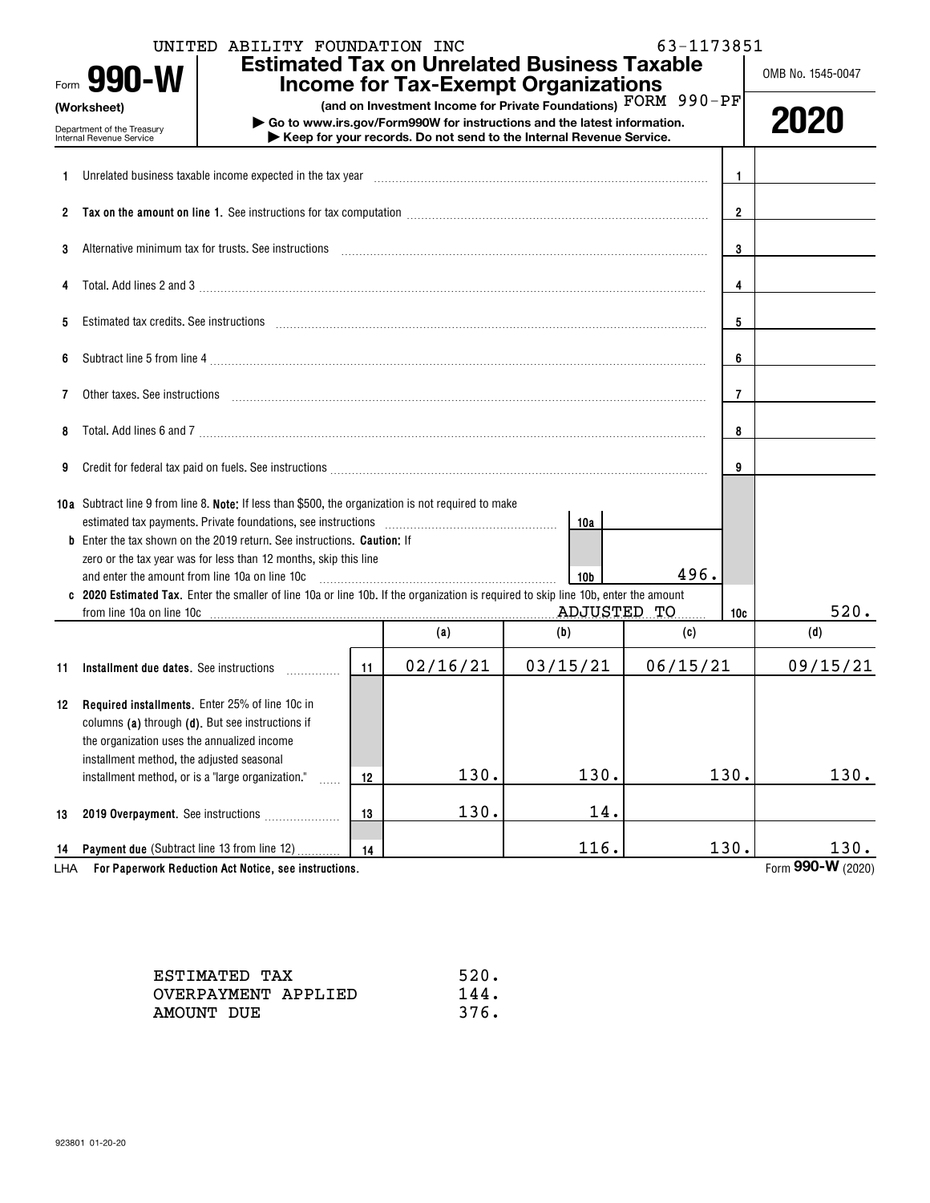UNITED ABILITY FOUNDATION INC 63-1173851

Form **990-W** (Worksheet)

Department of the Treasury Internal Revenue Service

# Estimated Tax on Unrelated Business Taxable Income for Tax-Exempt Organizations

**(and on Investment Income for Private Foundations)** FORM 990-PF

▶ **Go to www.irs.gov/Form990W for instructions and the latest information.**

▶ **Keep for your records. Do not send to the Internal Revenue Service.**

OMB No. 1545-0047

**2020**

| | | | |
|---|---|---|---|
| 1 | Unrelated business taxable income expected in the tax year | 1 | |
| 2 | **Tax on the amount on line 1.** See instructions for tax computation | 2 | |
| 3 | Alternative minimum tax for trusts. See instructions | 3 | |
| 4 | Total. Add lines 2 and 3 | 4 | |
| 5 | Estimated tax credits. See instructions | 5 | |
| 6 | Subtract line 5 from line 4 | 6 | |
| 7 | Other taxes. See instructions | 7 | |
| 8 | Total. Add lines 6 and 7 | 8 | |
| 9 | Credit for federal tax paid on fuels. See instructions | 9 | |
| 10a | Subtract line 9 from line 8. **Note:** If less than $500, the organization is not required to make estimated tax payments. Private foundations, see instructions — 10a | | |
| b | Enter the tax shown on the 2019 return. See instructions. **Caution:** If zero or the tax year was for less than 12 months, skip this line and enter the amount from line 10a on line 10c — 10b: 496. | | |
| c | **2020 Estimated Tax.** Enter the smaller of line 10a or line 10b. If the organization is required to skip line 10b, enter the amount from line 10a on line 10c ADJUSTED TO | 10c | 520. |

| | | | (a) | (b) | (c) | (d) |
|---|---|---|---|---|---|---|
| 11 | **Installment due dates.** See instructions | 11 | 02/16/21 | 03/15/21 | 06/15/21 | 09/15/21 |
| 12 | **Required installments.** Enter 25% of line 10c in columns **(a)** through **(d)**. But see instructions if the organization uses the annualized income installment method, the adjusted seasonal installment method, or is a "large organization." | 12 | 130. | 130. | 130. | 130. |
| 13 | **2019 Overpayment.** See instructions | 13 | 130. | 14. | | |
| 14 | **Payment due** (Subtract line 13 from line 12) | 14 | | 116. | 130. | 130. |

LHA **For Paperwork Reduction Act Notice, see instructions.** Form **990-W** (2020)

| | |
|---|---|
| ESTIMATED TAX | 520. |
| OVERPAYMENT APPLIED | 144. |
| AMOUNT DUE | 376. |

923801 01-20-20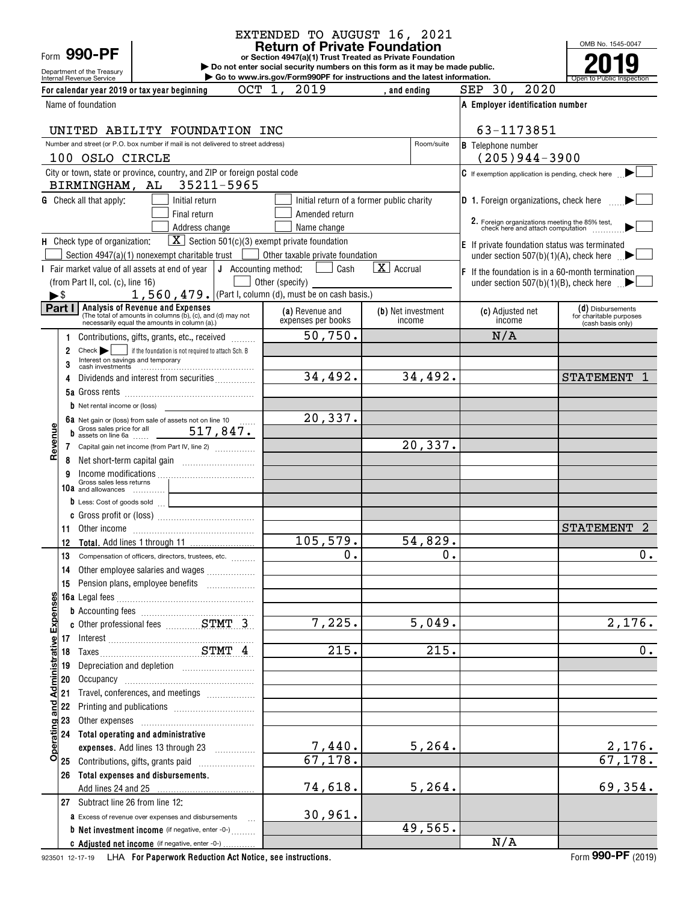EXTENDED TO AUGUST 16, 2021

Form **990-PF**

Department of the Treasury
Internal Revenue Service

# Return of Private Foundation

**or Section 4947(a)(1) Trust Treated as Private Foundation**

▶ Do not enter social security numbers on this form as it may be made public.

▶ Go to www.irs.gov/Form990PF for instructions and the latest information.

OMB No. 1545-0047

**2019**

Open to Public Inspection

For calendar year 2019 or tax year beginning OCT 1, 2019 , and ending SEP 30, 2020

Name of foundation: UNITED ABILITY FOUNDATION INC

A Employer identification number: 63-1173851

Number and street (or P.O. box number if mail is not delivered to street address): 100 OSLO CIRCLE | Room/suite

B Telephone number: (205)944-3900

City or town, state or province, country, and ZIP or foreign postal code: BIRMINGHAM, AL 35211-5965

C If exemption application is pending, check here ▶ ☐

G Check all that apply: ☐ Initial return ☐ Initial return of a former public charity ☐ Final return ☐ Amended return ☐ Address change ☐ Name change

D 1. Foreign organizations, check here ▶ ☐

2. Foreign organizations meeting the 85% test, check here and attach computation ▶ ☐

H Check type of organization: ☒ Section 501(c)(3) exempt private foundation ☐ Section 4947(a)(1) nonexempt charitable trust ☐ Other taxable private foundation

E If private foundation status was terminated under section 507(b)(1)(A), check here ▶ ☐

I Fair market value of all assets at end of year (from Part II, col. (c), line 16) ▶$ 1,560,479.

J Accounting method: ☐ Cash ☒ Accrual ☐ Other (specify) (Part I, column (d), must be on cash basis.)

F If the foundation is in a 60-month termination under section 507(b)(1)(B), check here ▶ ☐

**Part I Analysis of Revenue and Expenses** (The total of amounts in columns (b), (c), and (d) may not necessarily equal the amounts in column (a).)

| | | (a) Revenue and expenses per books | (b) Net investment income | (c) Adjusted net income | (d) Disbursements for charitable purposes (cash basis only) |
|---|---|---|---|---|---|
| **Revenue** | 1 Contributions, gifts, grants, etc., received | 50,750. | | N/A | |
| | 2 Check ▶ ☐ if the foundation is not required to attach Sch. B | | | | |
| | 3 Interest on savings and temporary cash investments | | | | |
| | 4 Dividends and interest from securities | 34,492. | 34,492. | | STATEMENT 1 |
| | 5a Gross rents | | | | |
| | b Net rental income or (loss) | | | | |
| | 6a Net gain or (loss) from sale of assets not on line 10 | 20,337. | | | |
| | b Gross sales price for all assets on line 6a 517,847. | | | | |
| | 7 Capital gain net income (from Part IV, line 2) | | 20,337. | | |
| | 8 Net short-term capital gain | | | | |
| | 9 Income modifications | | | | |
| | 10a Gross sales less returns and allowances | | | | |
| | b Less: Cost of goods sold | | | | |
| | c Gross profit or (loss) | | | | |
| | 11 Other income | | | | STATEMENT 2 |
| | 12 **Total.** Add lines 1 through 11 | 105,579. | 54,829. | | |
| **Operating and Administrative Expenses** | 13 Compensation of officers, directors, trustees, etc. | 0. | 0. | | 0. |
| | 14 Other employee salaries and wages | | | | |
| | 15 Pension plans, employee benefits | | | | |
| | 16a Legal fees | | | | |
| | b Accounting fees | | | | |
| | c Other professional fees STMT 3 | 7,225. | 5,049. | | 2,176. |
| | 17 Interest | | | | |
| | 18 Taxes STMT 4 | 215. | 215. | | 0. |
| | 19 Depreciation and depletion | | | | |
| | 20 Occupancy | | | | |
| | 21 Travel, conferences, and meetings | | | | |
| | 22 Printing and publications | | | | |
| | 23 Other expenses | | | | |
| | 24 **Total operating and administrative expenses.** Add lines 13 through 23 | 7,440. | 5,264. | | 2,176. |
| | 25 Contributions, gifts, grants paid | 67,178. | | | 67,178. |
| | 26 **Total expenses and disbursements.** Add lines 24 and 25 | 74,618. | 5,264. | | 69,354. |
| | 27 Subtract line 26 from line 12: | | | | |
| | a Excess of revenue over expenses and disbursements | 30,961. | | | |
| | b **Net investment income** (if negative, enter -0-) | | 49,565. | | |
| | c **Adjusted net income** (if negative, enter -0-) | | | N/A | |

923501 12-17-19 LHA **For Paperwork Reduction Act Notice, see instructions.** Form **990-PF** (2019)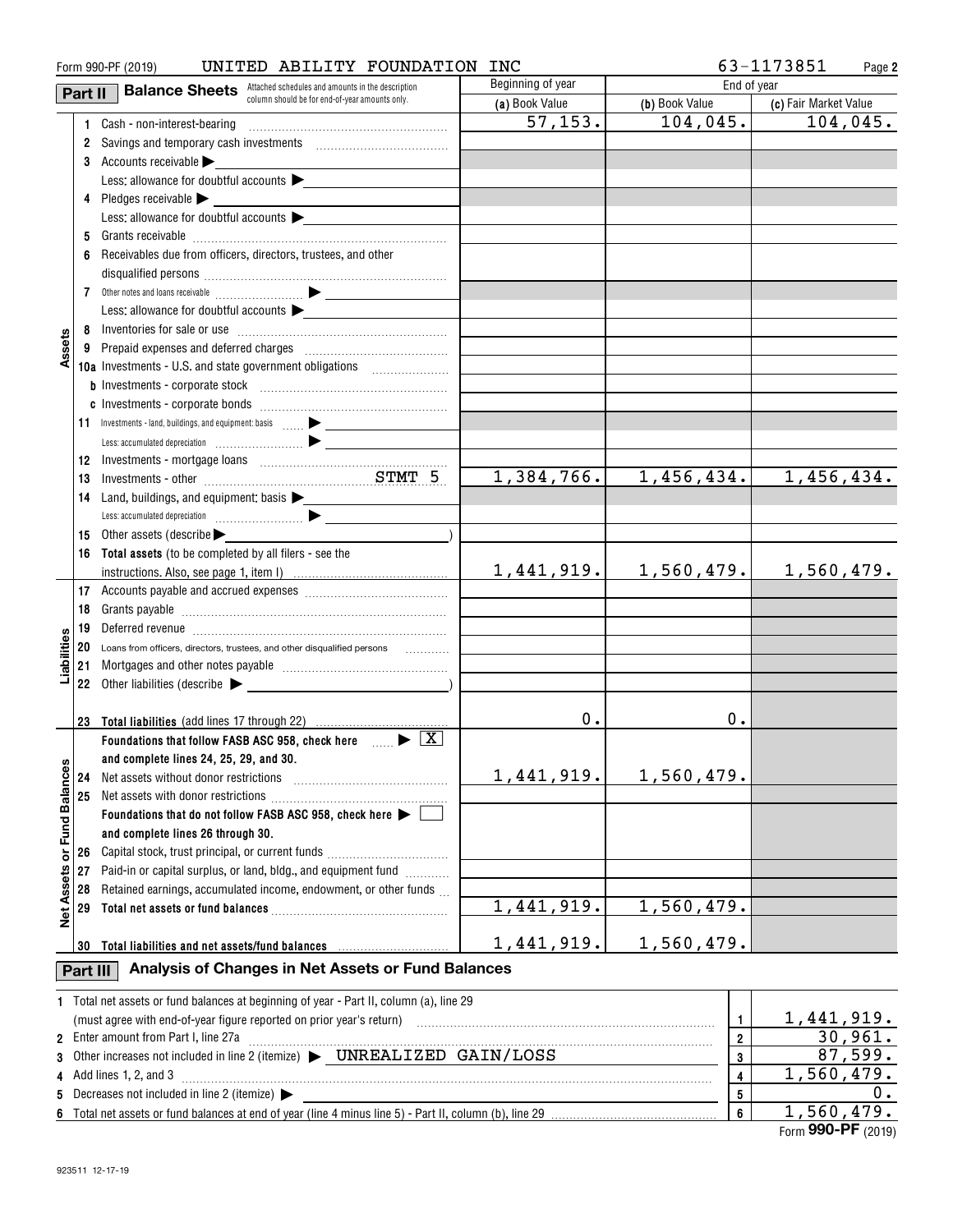Form 990-PF (2019) UNITED ABILITY FOUNDATION INC 63-1173851 Page **2**

## Part II Balance Sheets

Attached schedules and amounts in the description column should be for end-of-year amounts only.

| | | Beginning of year (a) Book Value | End of year (b) Book Value | End of year (c) Fair Market Value |
|---|---|---|---|---|
| **Assets** | 1 Cash - non-interest-bearing | 57,153. | 104,045. | 104,045. |
| | 2 Savings and temporary cash investments | | | |
| | 3 Accounts receivable ▶ | | | |
| | Less: allowance for doubtful accounts ▶ | | | |
| | 4 Pledges receivable ▶ | | | |
| | Less: allowance for doubtful accounts ▶ | | | |
| | 5 Grants receivable | | | |
| | 6 Receivables due from officers, directors, trustees, and other disqualified persons | | | |
| | 7 Other notes and loans receivable ▶ | | | |
| | Less: allowance for doubtful accounts ▶ | | | |
| | 8 Inventories for sale or use | | | |
| | 9 Prepaid expenses and deferred charges | | | |
| | 10a Investments - U.S. and state government obligations | | | |
| | b Investments - corporate stock | | | |
| | c Investments - corporate bonds | | | |
| | 11 Investments - land, buildings, and equipment: basis ▶ | | | |
| | Less: accumulated depreciation ▶ | | | |
| | 12 Investments - mortgage loans | | | |
| | 13 Investments - other STMT 5 | 1,384,766. | 1,456,434. | 1,456,434. |
| | 14 Land, buildings, and equipment: basis ▶ | | | |
| | Less: accumulated depreciation ▶ | | | |
| | 15 Other assets (describe ▶ ) | | | |
| | 16 **Total assets** (to be completed by all filers - see the instructions. Also, see page 1, item I) | 1,441,919. | 1,560,479. | 1,560,479. |
| **Liabilities** | 17 Accounts payable and accrued expenses | | | |
| | 18 Grants payable | | | |
| | 19 Deferred revenue | | | |
| | 20 Loans from officers, directors, trustees, and other disqualified persons | | | |
| | 21 Mortgages and other notes payable | | | |
| | 22 Other liabilities (describe ▶ ) | | | |
| | 23 **Total liabilities** (add lines 17 through 22) | 0. | 0. | |
| **Net Assets or Fund Balances** | **Foundations that follow FASB ASC 958, check here** ▶ [X] **and complete lines 24, 25, 29, and 30.** | | | |
| | 24 Net assets without donor restrictions | 1,441,919. | 1,560,479. | |
| | 25 Net assets with donor restrictions | | | |
| | **Foundations that do not follow FASB ASC 958, check here** ▶ [ ] **and complete lines 26 through 30.** | | | |
| | 26 Capital stock, trust principal, or current funds | | | |
| | 27 Paid-in or capital surplus, or land, bldg., and equipment fund | | | |
| | 28 Retained earnings, accumulated income, endowment, or other funds | | | |
| | 29 **Total net assets or fund balances** | 1,441,919. | 1,560,479. | |
| | 30 **Total liabilities and net assets/fund balances** | 1,441,919. | 1,560,479. | |

## Part III Analysis of Changes in Net Assets or Fund Balances

| | | | |
|---|---|---|---|
| 1 | Total net assets or fund balances at beginning of year - Part II, column (a), line 29 (must agree with end-of-year figure reported on prior year's return) | 1 | 1,441,919. |
| 2 | Enter amount from Part I, line 27a | 2 | 30,961. |
| 3 | Other increases not included in line 2 (itemize) ▶ UNREALIZED GAIN/LOSS | 3 | 87,599. |
| 4 | Add lines 1, 2, and 3 | 4 | 1,560,479. |
| 5 | Decreases not included in line 2 (itemize) ▶ | 5 | 0. |
| 6 | Total net assets or fund balances at end of year (line 4 minus line 5) - Part II, column (b), line 29 | 6 | 1,560,479. |

Form **990-PF** (2019)

923511 12-17-19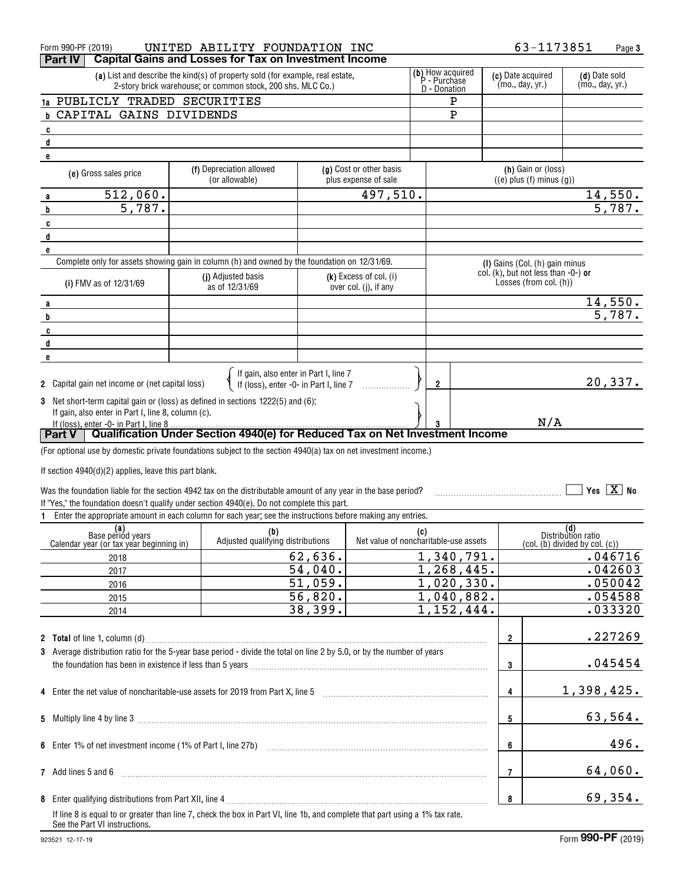Form 990-PF (2019) UNITED ABILITY FOUNDATION INC 63-1173851

## Part IV Capital Gains and Losses for Tax on Investment Income

| | (a) List and describe the kind(s) of property sold (for example, real estate, 2-story brick warehouse; or common stock, 200 shs. MLC Co.) | (b) How acquired P - Purchase D - Donation | (c) Date acquired (mo., day, yr.) | (d) Date sold (mo., day, yr.) |
|---|---|---|---|---|
| 1a | PUBLICLY TRADED SECURITIES | P | | |
| b | CAPITAL GAINS DIVIDENDS | P | | |
| c | | | | |
| d | | | | |
| e | | | | |

| | (e) Gross sales price | (f) Depreciation allowed (or allowable) | (g) Cost or other basis plus expense of sale | (h) Gain or (loss) ((e) plus (f) minus (g)) |
|---|---|---|---|---|
| a | 512,060. | | 497,510. | 14,550. |
| b | 5,787. | | | 5,787. |
| c | | | | |
| d | | | | |
| e | | | | |

Complete only for assets showing gain in column (h) and owned by the foundation on 12/31/69.

| | (i) FMV as of 12/31/69 | (j) Adjusted basis as of 12/31/69 | (k) Excess of col. (i) over col. (j), if any | (l) Gains (Col. (h) gain minus col. (k), but not less than -0-) or Losses (from col. (h)) |
|---|---|---|---|---|
| a | | | | 14,550. |
| b | | | | 5,787. |
| c | | | | |
| d | | | | |
| e | | | | |

2 Capital gain net income or (net capital loss) { If gain, also enter in Part I, line 7 / If (loss), enter -0- in Part I, line 7 } ..... 2 | 20,337.

3 Net short-term capital gain or (loss) as defined in sections 1222(5) and (6): If gain, also enter in Part I, line 8, column (c). If (loss), enter -0- in Part I, line 8 ..... 3 | N/A

## Part V Qualification Under Section 4940(e) for Reduced Tax on Net Investment Income

(For optional use by domestic private foundations subject to the section 4940(a) tax on net investment income.)

If section 4940(d)(2) applies, leave this part blank.

Was the foundation liable for the section 4942 tax on the distributable amount of any year in the base period? ☐ Yes ☒ No

If "Yes," the foundation doesn't qualify under section 4940(e). Do not complete this part.

1 Enter the appropriate amount in each column for each year; see the instructions before making any entries.

| (a) Base period years Calendar year (or tax year beginning in) | (b) Adjusted qualifying distributions | (c) Net value of noncharitable-use assets | (d) Distribution ratio (col. (b) divided by col. (c)) |
|---|---|---|---|
| 2018 | 62,636. | 1,340,791. | .046716 |
| 2017 | 54,040. | 1,268,445. | .042603 |
| 2016 | 51,059. | 1,020,330. | .050042 |
| 2015 | 56,820. | 1,040,882. | .054588 |
| 2014 | 38,399. | 1,152,444. | .033320 |

| | | Line | Amount |
|---|---|---|---|
| 2 | **Total** of line 1, column (d) | 2 | .227269 |
| 3 | Average distribution ratio for the 5-year base period - divide the total on line 2 by 5.0, or by the number of years the foundation has been in existence if less than 5 years | 3 | .045454 |
| 4 | Enter the net value of noncharitable-use assets for 2019 from Part X, line 5 | 4 | 1,398,425. |
| 5 | Multiply line 4 by line 3 | 5 | 63,564. |
| 6 | Enter 1% of net investment income (1% of Part I, line 27b) | 6 | 496. |
| 7 | Add lines 5 and 6 | 7 | 64,060. |
| 8 | Enter qualifying distributions from Part XII, line 4 | 8 | 69,354. |

If line 8 is equal to or greater than line 7, check the box in Part VI, line 1b, and complete that part using a 1% tax rate. See the Part VI instructions.

923521 12-17-19 Form **990-PF** (2019)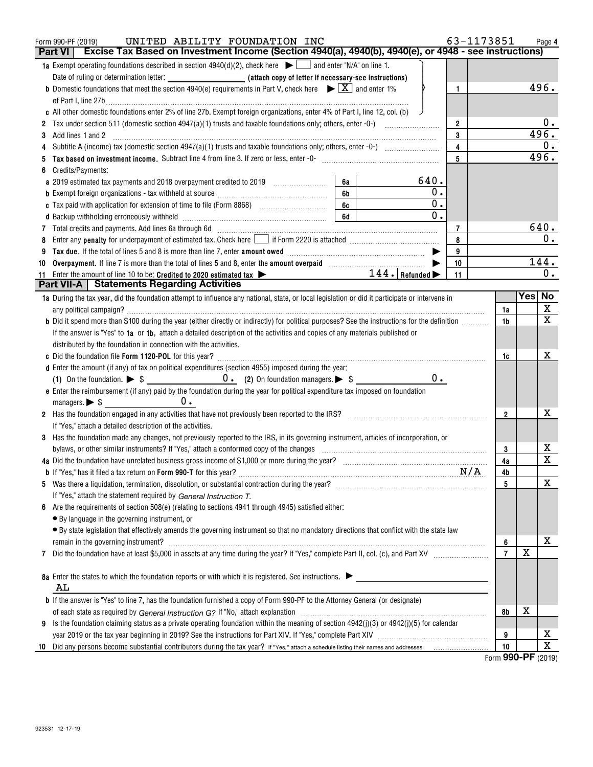Form 990-PF (2019) UNITED ABILITY FOUNDATION INC 63-1173851

## Part VI Excise Tax Based on Investment Income (Section 4940(a), 4940(b), 4940(e), or 4948 - see instructions)

| | | | |
|---|---|---|---|
| **1a** Exempt operating foundations described in section 4940(d)(2), check here ▶ ☐ and enter "N/A" on line 1. | | | |
| Date of ruling or determination letter: ______ (attach copy of letter if necessary-see instructions) | | | |
| **b** Domestic foundations that meet the section 4940(e) requirements in Part V, check here ▶ ☒ and enter 1% of Part I, line 27b | | 1 | 496. |
| **c** All other domestic foundations enter 2% of line 27b. Exempt foreign organizations, enter 4% of Part I, line 12, col. (b) | | | |
| **2** Tax under section 511 (domestic section 4947(a)(1) trusts and taxable foundations only; others, enter -0-) | | 2 | 0. |
| **3** Add lines 1 and 2 | | 3 | 496. |
| **4** Subtitle A (income) tax (domestic section 4947(a)(1) trusts and taxable foundations only; others, enter -0-) | | 4 | 0. |
| **5 Tax based on investment income.** Subtract line 4 from line 3. If zero or less, enter -0- | | 5 | 496. |
| **6** Credits/Payments: | | | |
| **a** 2019 estimated tax payments and 2018 overpayment credited to 2019 | 6a 640. | | |
| **b** Exempt foreign organizations - tax withheld at source | 6b 0. | | |
| **c** Tax paid with application for extension of time to file (Form 8868) | 6c 0. | | |
| **d** Backup withholding erroneously withheld | 6d 0. | | |
| **7** Total credits and payments. Add lines 6a through 6d | | 7 | 640. |
| **8** Enter any **penalty** for underpayment of estimated tax. Check here ☐ if Form 2220 is attached | | 8 | 0. |
| **9 Tax due.** If the total of lines 5 and 8 is more than line 7, enter **amount owed** ▶ | | 9 | |
| **10 Overpayment.** If line 7 is more than the total of lines 5 and 8, enter the **amount overpaid** ▶ | | 10 | 144. |
| **11** Enter the amount of line 10 to be: **Credited to 2020 estimated tax** ▶ 144. | **Refunded** ▶ | 11 | 0. |

## Part VII-A Statements Regarding Activities

| | | Yes | No |
|---|---|---|---|
| **1a** During the tax year, did the foundation attempt to influence any national, state, or local legislation or did it participate or intervene in any political campaign? | 1a | | X |
| **b** Did it spend more than $100 during the year (either directly or indirectly) for political purposes? See the instructions for the definition | 1b | | X |
| If the answer is "Yes" to **1a** or **1b**, attach a detailed description of the activities and copies of any materials published or distributed by the foundation in connection with the activities. | | | |
| **c** Did the foundation file **Form 1120-POL** for this year? | 1c | | X |
| **d** Enter the amount (if any) of tax on political expenditures (section 4955) imposed during the year: (1) On the foundation. ▶ $ 0. (2) On foundation managers. ▶ $ 0. | | | |
| **e** Enter the reimbursement (if any) paid by the foundation during the year for political expenditure tax imposed on foundation managers. ▶ $ 0. | | | |
| **2** Has the foundation engaged in any activities that have not previously been reported to the IRS? If "Yes," attach a detailed description of the activities. | 2 | | X |
| **3** Has the foundation made any changes, not previously reported to the IRS, in its governing instrument, articles of incorporation, or bylaws, or other similar instruments? If "Yes," attach a conformed copy of the changes | 3 | | X |
| **4a** Did the foundation have unrelated business gross income of $1,000 or more during the year? | 4a | | X |
| **b** If "Yes," has it filed a tax return on **Form 990-T** for this year? N/A | 4b | | |
| **5** Was there a liquidation, termination, dissolution, or substantial contraction during the year? If "Yes," attach the statement required by *General Instruction T.* | 5 | | X |
| **6** Are the requirements of section 508(e) (relating to sections 4941 through 4945) satisfied either: • By language in the governing instrument, or • By state legislation that effectively amends the governing instrument so that no mandatory directions that conflict with the state law remain in the governing instrument? | 6 | | X |
| **7** Did the foundation have at least $5,000 in assets at any time during the year? If "Yes," complete Part II, col. (c), and Part XV | 7 | X | |
| **8a** Enter the states to which the foundation reports or with which it is registered. See instructions. ▶ AL | | | |
| **b** If the answer is "Yes" to line 7, has the foundation furnished a copy of Form 990-PF to the Attorney General (or designate) of each state as required by *General Instruction G?* If "No," attach explanation | 8b | X | |
| **9** Is the foundation claiming status as a private operating foundation within the meaning of section 4942(j)(3) or 4942(j)(5) for calendar year 2019 or the tax year beginning in 2019? See the instructions for Part XIV. If "Yes," complete Part XIV | 9 | | X |
| **10** Did any persons become substantial contributors during the tax year? If "Yes," attach a schedule listing their names and addresses | 10 | | X |

Form **990-PF** (2019)

923531 12-17-19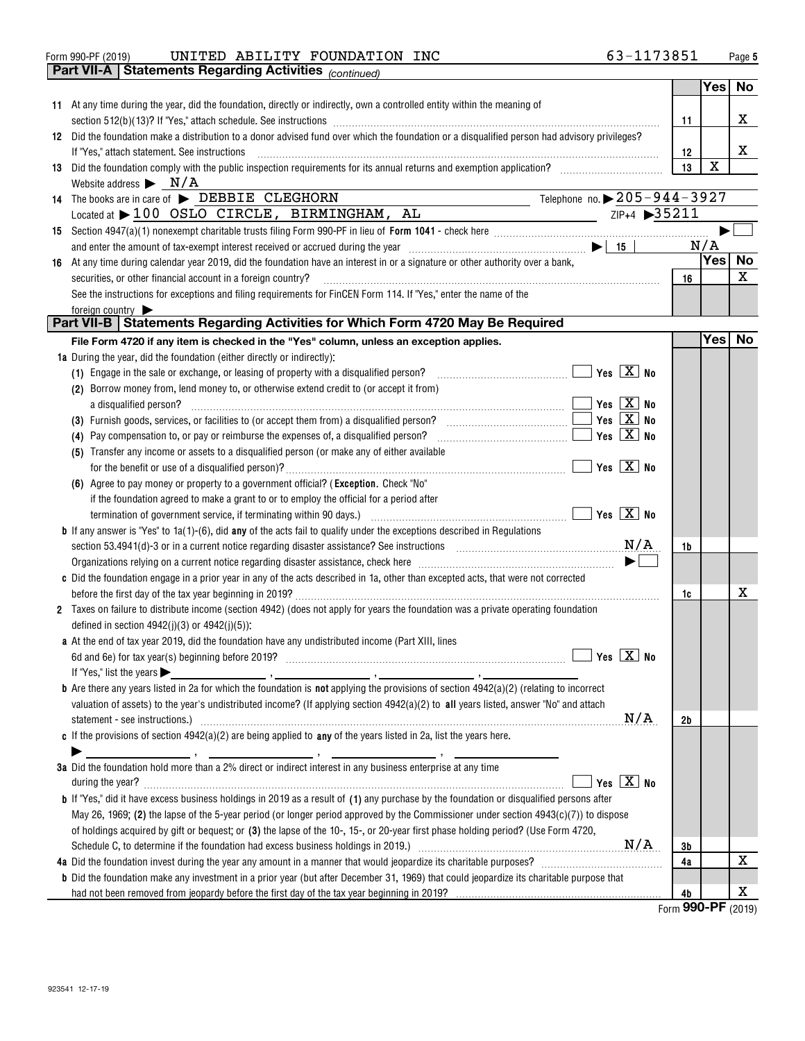Form 990-PF (2019) UNITED ABILITY FOUNDATION INC 63-1173851 Page 5

## Part VII-A | Statements Regarding Activities *(continued)*

| | | | Yes | No |
|---|---|---|---|---|
| 11 | At any time during the year, did the foundation, directly or indirectly, own a controlled entity within the meaning of section 512(b)(13)? If "Yes," attach schedule. See instructions | 11 | | X |
| 12 | Did the foundation make a distribution to a donor advised fund over which the foundation or a disqualified person had advisory privileges? If "Yes," attach statement. See instructions | 12 | | X |
| 13 | Did the foundation comply with the public inspection requirements for its annual returns and exemption application? | 13 | X | |

Website address ▶ N/A

14 The books are in care of ▶ DEBBIE CLEGHORN Telephone no. ▶ 205-944-3927

Located at ▶ 100 OSLO CIRCLE, BIRMINGHAM, AL ZIP+4 ▶ 35211

15 Section 4947(a)(1) nonexempt charitable trusts filing Form 990-PF in lieu of **Form 1041** - check here ▶ ☐

and enter the amount of tax-exempt interest received or accrued during the year ▶ | 15 | N/A

| | | | Yes | No |
|---|---|---|---|---|
| 16 | At any time during calendar year 2019, did the foundation have an interest in or a signature or other authority over a bank, securities, or other financial account in a foreign country? | 16 | | X |

See the instructions for exceptions and filing requirements for FinCEN Form 114. If "Yes," enter the name of the foreign country ▶

## Part VII-B | Statements Regarding Activities for Which Form 4720 May Be Required

**File Form 4720 if any item is checked in the "Yes" column, unless an exception applies.**

| | | | Yes | No |
|---|---|---|---|---|
| **1a** During the year, did the foundation (either directly or indirectly): | | | | |
| (1) Engage in the sale or exchange, or leasing of property with a disqualified person? | ☐ Yes ☒ No | | | |
| (2) Borrow money from, lend money to, or otherwise extend credit to (or accept it from) a disqualified person? | ☐ Yes ☒ No | | | |
| (3) Furnish goods, services, or facilities to (or accept them from) a disqualified person? | ☐ Yes ☒ No | | | |
| (4) Pay compensation to, or pay or reimburse the expenses of, a disqualified person? | ☐ Yes ☒ No | | | |
| (5) Transfer any income or assets to a disqualified person (or make any of either available for the benefit or use of a disqualified person)? | ☐ Yes ☒ No | | | |
| (6) Agree to pay money or property to a government official? (**Exception.** Check "No" if the foundation agreed to make a grant to or to employ the official for a period after termination of government service, if terminating within 90 days.) | ☐ Yes ☒ No | | | |
| **b** If any answer is "Yes" to 1a(1)-(6), did **any** of the acts fail to qualify under the exceptions described in Regulations section 53.4941(d)-3 or in a current notice regarding disaster assistance? See instructions N/A | | 1b | | |
| Organizations relying on a current notice regarding disaster assistance, check here ▶ ☐ | | | | |
| **c** Did the foundation engage in a prior year in any of the acts described in 1a, other than excepted acts, that were not corrected before the first day of the tax year beginning in 2019? | | 1c | | X |
| **2** Taxes on failure to distribute income (section 4942) (does not apply for years the foundation was a private operating foundation defined in section 4942(j)(3) or 4942(j)(5)): | | | | |
| **a** At the end of tax year 2019, did the foundation have any undistributed income (Part XIII, lines 6d and 6e) for tax year(s) beginning before 2019? | ☐ Yes ☒ No | | | |
| If "Yes," list the years ▶ ______, ______, ______, ______ | | | | |
| **b** Are there any years listed in 2a for which the foundation is **not** applying the provisions of section 4942(a)(2) (relating to incorrect valuation of assets) to the year's undistributed income? (If applying section 4942(a)(2) to **all** years listed, answer "No" and attach statement - see instructions.) N/A | | 2b | | |
| **c** If the provisions of section 4942(a)(2) are being applied to **any** of the years listed in 2a, list the years here. ▶ ______, ______, ______, ______ | | | | |
| **3a** Did the foundation hold more than a 2% direct or indirect interest in any business enterprise at any time during the year? | ☐ Yes ☒ No | | | |
| **b** If "Yes," did it have excess business holdings in 2019 as a result of **(1)** any purchase by the foundation or disqualified persons after May 26, 1969; **(2)** the lapse of the 5-year period (or longer period approved by the Commissioner under section 4943(c)(7)) to dispose of holdings acquired by gift or bequest; or **(3)** the lapse of the 10-, 15-, or 20-year first phase holding period? (Use Form 4720, Schedule C, to determine if the foundation had excess business holdings in 2019.) N/A | | 3b | | |
| **4a** Did the foundation invest during the year any amount in a manner that would jeopardize its charitable purposes? | | 4a | | X |
| **b** Did the foundation make any investment in a prior year (but after December 31, 1969) that could jeopardize its charitable purpose that had not been removed from jeopardy before the first day of the tax year beginning in 2019? | | 4b | | X |

Form **990-PF** (2019)

923541 12-17-19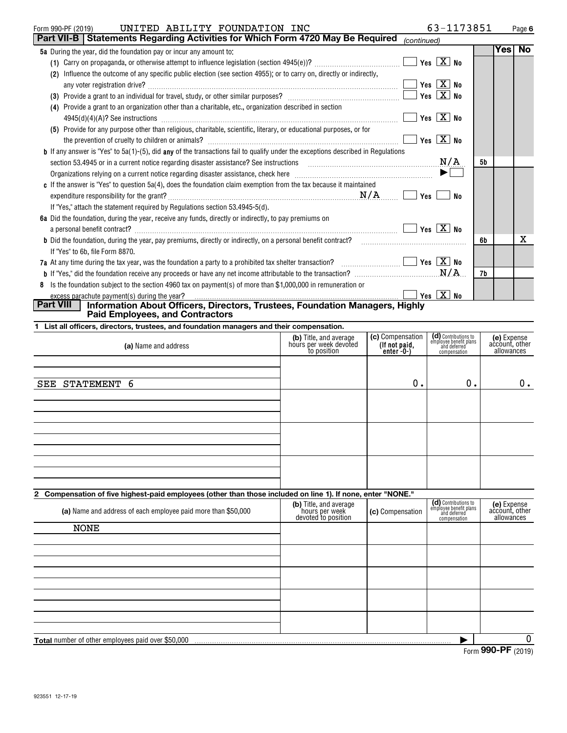Form 990-PF (2019) UNITED ABILITY FOUNDATION INC 63-1173851

## Part VII-B Statements Regarding Activities for Which Form 4720 May Be Required *(continued)*

| | | | Yes | No |
|---|---|---|---|---|
| **5a** During the year, did the foundation pay or incur any amount to: | | | | |
| (1) Carry on propaganda, or otherwise attempt to influence legislation (section 4945(e))? | Yes [X] No | | | |
| (2) Influence the outcome of any specific public election (see section 4955); or to carry on, directly or indirectly, any voter registration drive? | Yes [X] No | | | |
| (3) Provide a grant to an individual for travel, study, or other similar purposes? | Yes [X] No | | | |
| (4) Provide a grant to an organization other than a charitable, etc., organization described in section 4945(d)(4)(A)? See instructions | Yes [X] No | | | |
| (5) Provide for any purpose other than religious, charitable, scientific, literary, or educational purposes, or for the prevention of cruelty to children or animals? | Yes [X] No | | | |
| **b** If any answer is "Yes" to 5a(1)-(5), did **any** of the transactions fail to qualify under the exceptions described in Regulations section 53.4945 or in a current notice regarding disaster assistance? See instructions | N/A | 5b | | |
| Organizations relying on a current notice regarding disaster assistance, check here | ▶ [ ] | | | |
| **c** If the answer is "Yes" to question 5a(4), does the foundation claim exemption from the tax because it maintained expenditure responsibility for the grant? N/A | Yes No | | | |
| If "Yes," attach the statement required by Regulations section 53.4945-5(d). | | | | |
| **6a** Did the foundation, during the year, receive any funds, directly or indirectly, to pay premiums on a personal benefit contract? | Yes [X] No | | | |
| **b** Did the foundation, during the year, pay premiums, directly or indirectly, on a personal benefit contract? | | 6b | | X |
| If "Yes" to 6b, file Form 8870. | | | | |
| **7a** At any time during the tax year, was the foundation a party to a prohibited tax shelter transaction? | Yes [X] No | | | |
| **b** If "Yes," did the foundation receive any proceeds or have any net income attributable to the transaction? | N/A | 7b | | |
| **8** Is the foundation subject to the section 4960 tax on payment(s) of more than $1,000,000 in remuneration or excess parachute payment(s) during the year? | Yes [X] No | | | |

## Part VIII Information About Officers, Directors, Trustees, Foundation Managers, Highly Paid Employees, and Contractors

**1 List all officers, directors, trustees, and foundation managers and their compensation.**

| (a) Name and address | (b) Title, and average hours per week devoted to position | (c) Compensation (If not paid, enter -0-) | (d) Contributions to employee benefit plans and deferred compensation | (e) Expense account, other allowances |
|---|---|---|---|---|
| SEE STATEMENT 6 | | 0. | 0. | 0. |

**2 Compensation of five highest-paid employees (other than those included on line 1). If none, enter "NONE."**

| (a) Name and address of each employee paid more than $50,000 | (b) Title, and average hours per week devoted to position | (c) Compensation | (d) Contributions to employee benefit plans and deferred compensation | (e) Expense account, other allowances |
|---|---|---|---|---|
| NONE | | | | |

**Total** number of other employees paid over $50,000 ▶ 0

Form **990-PF** (2019)

923551 12-17-19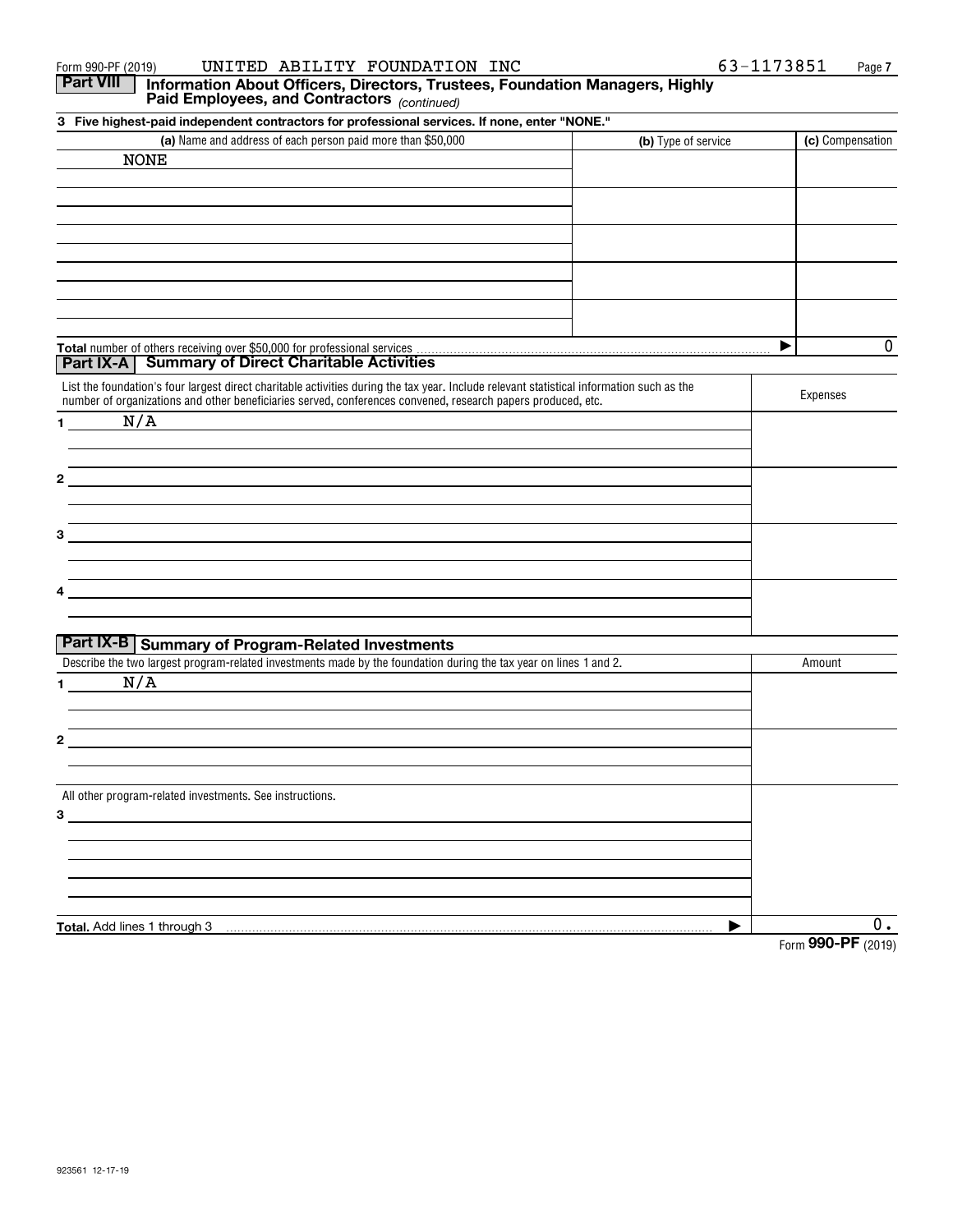Form 990-PF (2019) UNITED ABILITY FOUNDATION INC 63-1173851

## Part VIII Information About Officers, Directors, Trustees, Foundation Managers, Highly Paid Employees, and Contractors *(continued)*

**3 Five highest-paid independent contractors for professional services. If none, enter "NONE."**

| (a) Name and address of each person paid more than $50,000 | (b) Type of service | (c) Compensation |
|---|---|---|
| NONE | | |
| | | |
| | | |
| | | |
| | | |

**Total** number of others receiving over $50,000 for professional services ▶ 0

## Part IX-A Summary of Direct Charitable Activities

| List the foundation's four largest direct charitable activities during the tax year. Include relevant statistical information such as the number of organizations and other beneficiaries served, conferences convened, research papers produced, etc. | Expenses |
|---|---|
| 1 N/A | |
| 2 | |
| 3 | |
| 4 | |

## Part IX-B Summary of Program-Related Investments

| Describe the two largest program-related investments made by the foundation during the tax year on lines 1 and 2. | Amount |
|---|---|
| 1 N/A | |
| 2 | |
| All other program-related investments. See instructions. 3 | |
| **Total.** Add lines 1 through 3 ▶ | 0. |

Form **990-PF** (2019)

923561 12-17-19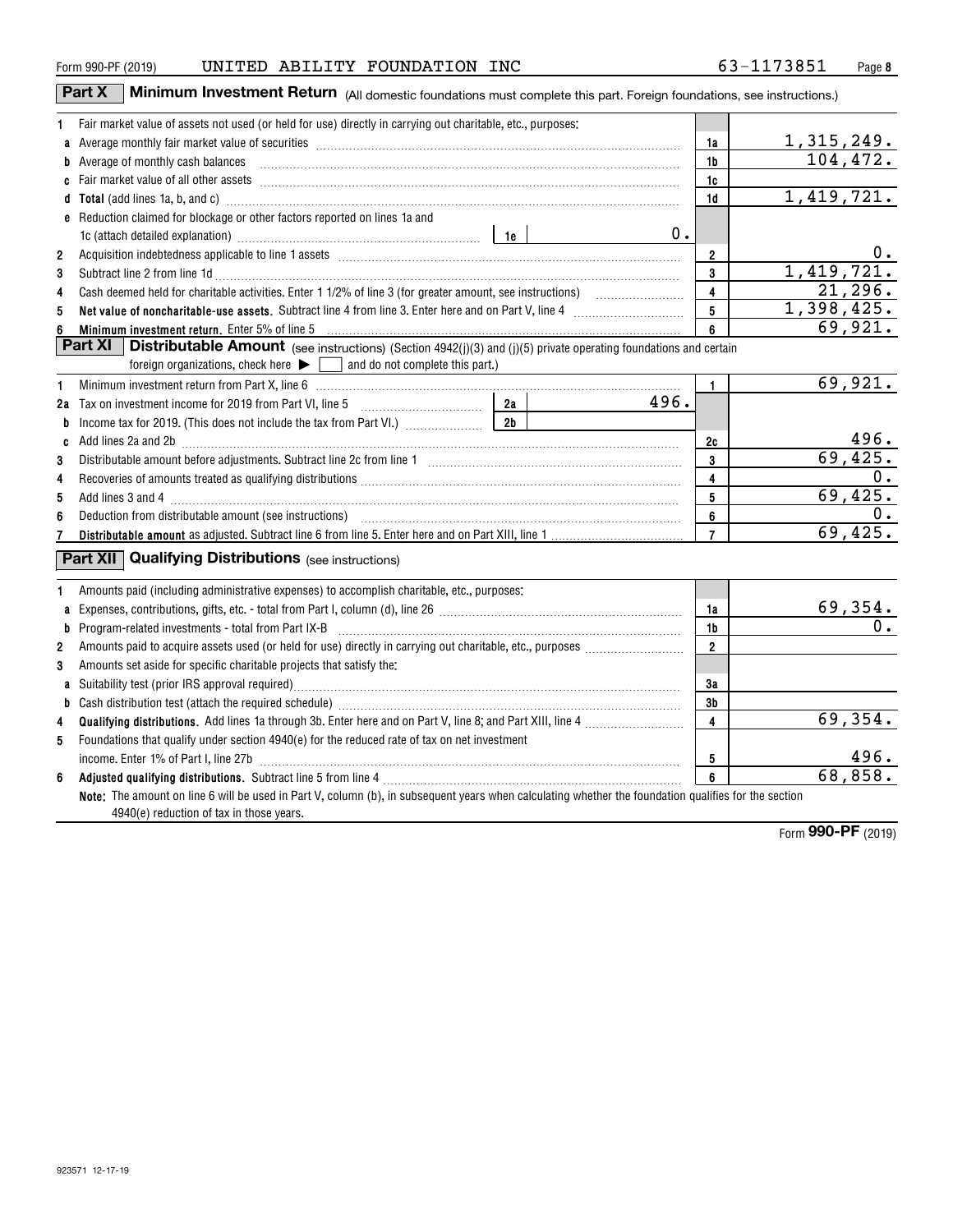Form 990-PF (2019) UNITED ABILITY FOUNDATION INC 63-1173851

## Part X Minimum Investment Return (All domestic foundations must complete this part. Foreign foundations, see instructions.)

| | | | | |
|---|---|---|---|---|
| 1 | Fair market value of assets not used (or held for use) directly in carrying out charitable, etc., purposes: | | | |
| a | Average monthly fair market value of securities | | 1a | 1,315,249. |
| b | Average of monthly cash balances | | 1b | 104,472. |
| c | Fair market value of all other assets | | 1c | |
| d | **Total** (add lines 1a, b, and c) | | 1d | 1,419,721. |
| e | Reduction claimed for blockage or other factors reported on lines 1a and 1c (attach detailed explanation) | 1e 0. | | |
| 2 | Acquisition indebtedness applicable to line 1 assets | | 2 | 0. |
| 3 | Subtract line 2 from line 1d | | 3 | 1,419,721. |
| 4 | Cash deemed held for charitable activities. Enter 1 1/2% of line 3 (for greater amount, see instructions) | | 4 | 21,296. |
| 5 | **Net value of noncharitable-use assets.** Subtract line 4 from line 3. Enter here and on Part V, line 4 | | 5 | 1,398,425. |
| 6 | **Minimum investment return.** Enter 5% of line 5 | | 6 | 69,921. |

## Part XI Distributable Amount (see instructions) (Section 4942(j)(3) and (j)(5) private operating foundations and certain foreign organizations, check here ▶ ☐ and do not complete this part.)

| | | | | |
|---|---|---|---|---|
| 1 | Minimum investment return from Part X, line 6 | | 1 | 69,921. |
| 2a | Tax on investment income for 2019 from Part VI, line 5 | 2a 496. | | |
| b | Income tax for 2019. (This does not include the tax from Part VI.) | 2b | | |
| c | Add lines 2a and 2b | | 2c | 496. |
| 3 | Distributable amount before adjustments. Subtract line 2c from line 1 | | 3 | 69,425. |
| 4 | Recoveries of amounts treated as qualifying distributions | | 4 | 0. |
| 5 | Add lines 3 and 4 | | 5 | 69,425. |
| 6 | Deduction from distributable amount (see instructions) | | 6 | 0. |
| 7 | **Distributable amount** as adjusted. Subtract line 6 from line 5. Enter here and on Part XIII, line 1 | | 7 | 69,425. |

## Part XII Qualifying Distributions (see instructions)

| | | | |
|---|---|---|---|
| 1 | Amounts paid (including administrative expenses) to accomplish charitable, etc., purposes: | | |
| a | Expenses, contributions, gifts, etc. - total from Part I, column (d), line 26 | 1a | 69,354. |
| b | Program-related investments - total from Part IX-B | 1b | 0. |
| 2 | Amounts paid to acquire assets used (or held for use) directly in carrying out charitable, etc., purposes | 2 | |
| 3 | Amounts set aside for specific charitable projects that satisfy the: | | |
| a | Suitability test (prior IRS approval required) | 3a | |
| b | Cash distribution test (attach the required schedule) | 3b | |
| 4 | **Qualifying distributions.** Add lines 1a through 3b. Enter here and on Part V, line 8; and Part XIII, line 4 | 4 | 69,354. |
| 5 | Foundations that qualify under section 4940(e) for the reduced rate of tax on net investment income. Enter 1% of Part I, line 27b | 5 | 496. |
| 6 | **Adjusted qualifying distributions.** Subtract line 5 from line 4 | 6 | 68,858. |

**Note:** The amount on line 6 will be used in Part V, column (b), in subsequent years when calculating whether the foundation qualifies for the section 4940(e) reduction of tax in those years.

Form **990-PF** (2019)

923571 12-17-19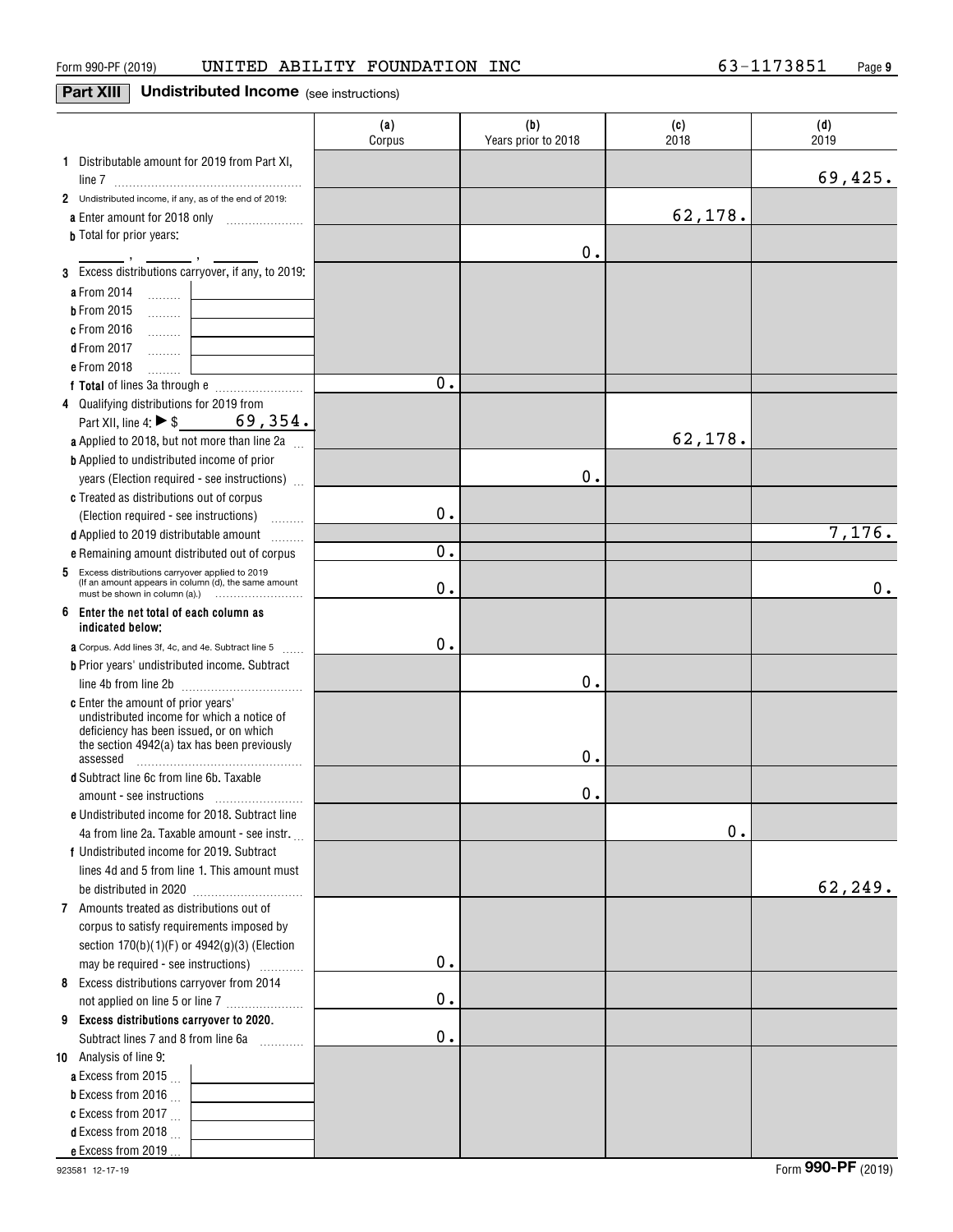Form 990-PF (2019) UNITED ABILITY FOUNDATION INC 63-1173851

## Part XIII Undistributed Income (see instructions)

| | (a) Corpus | (b) Years prior to 2018 | (c) 2018 | (d) 2019 |
|---|---|---|---|---|
| **1** Distributable amount for 2019 from Part XI, line 7 | | | | 69,425. |
| **2** Undistributed income, if any, as of the end of 2019: | | | | |
| **a** Enter amount for 2018 only | | | 62,178. | |
| **b** Total for prior years: ___ , ___ , ___ | | 0. | | |
| **3** Excess distributions carryover, if any, to 2019: | | | | |
| **a** From 2014 | | | | |
| **b** From 2015 | | | | |
| **c** From 2016 | | | | |
| **d** From 2017 | | | | |
| **e** From 2018 | | | | |
| **f Total** of lines 3a through e | 0. | | | |
| **4** Qualifying distributions for 2019 from Part XII, line 4: ▶ $ 69,354. | | | | |
| **a** Applied to 2018, but not more than line 2a | | | 62,178. | |
| **b** Applied to undistributed income of prior years (Election required - see instructions) | | 0. | | |
| **c** Treated as distributions out of corpus (Election required - see instructions) | 0. | | | |
| **d** Applied to 2019 distributable amount | | | | 7,176. |
| **e** Remaining amount distributed out of corpus | 0. | | | |
| **5** Excess distributions carryover applied to 2019 (If an amount appears in column (d), the same amount must be shown in column (a).) | 0. | | | 0. |
| **6 Enter the net total of each column as indicated below:** | | | | |
| **a** Corpus. Add lines 3f, 4c, and 4e. Subtract line 5 | 0. | | | |
| **b** Prior years' undistributed income. Subtract line 4b from line 2b | | 0. | | |
| **c** Enter the amount of prior years' undistributed income for which a notice of deficiency has been issued, or on which the section 4942(a) tax has been previously assessed | | 0. | | |
| **d** Subtract line 6c from line 6b. Taxable amount - see instructions | | 0. | | |
| **e** Undistributed income for 2018. Subtract line 4a from line 2a. Taxable amount - see instr. | | | 0. | |
| **f** Undistributed income for 2019. Subtract lines 4d and 5 from line 1. This amount must be distributed in 2020 | | | | 62,249. |
| **7** Amounts treated as distributions out of corpus to satisfy requirements imposed by section 170(b)(1)(F) or 4942(g)(3) (Election may be required - see instructions) | 0. | | | |
| **8** Excess distributions carryover from 2014 not applied on line 5 or line 7 | 0. | | | |
| **9 Excess distributions carryover to 2020.** Subtract lines 7 and 8 from line 6a | 0. | | | |
| **10** Analysis of line 9: | | | | |
| **a** Excess from 2015 | | | | |
| **b** Excess from 2016 | | | | |
| **c** Excess from 2017 | | | | |
| **d** Excess from 2018 | | | | |
| **e** Excess from 2019 | | | | |

923581 12-17-19 Form **990-PF** (2019)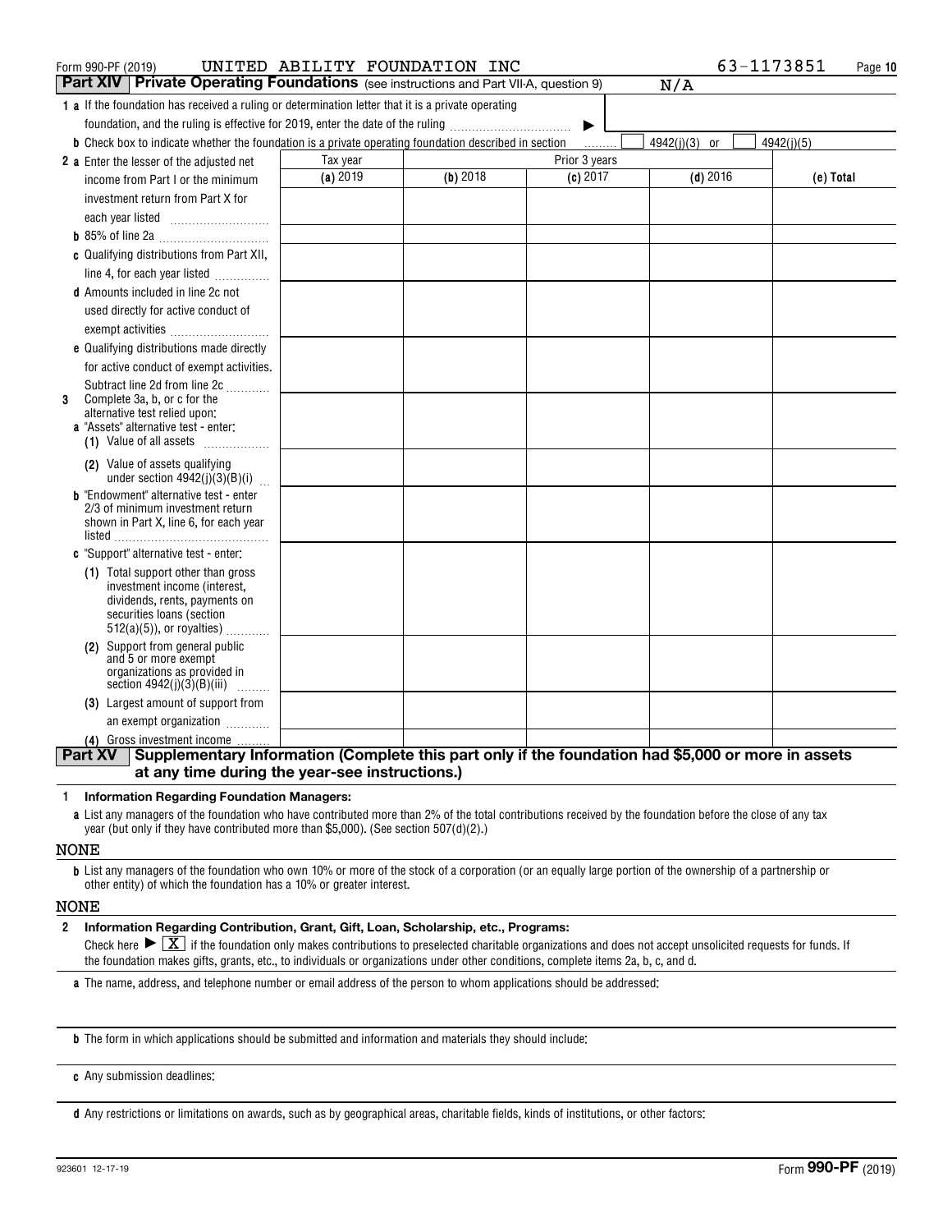Form 990-PF (2019) UNITED ABILITY FOUNDATION INC 63-1173851

## Part XIV Private Operating Foundations (see instructions and Part VII-A, question 9) N/A

**1 a** If the foundation has received a ruling or determination letter that it is a private operating foundation, and the ruling is effective for 2019, enter the date of the ruling ▶

**b** Check box to indicate whether the foundation is a private operating foundation described in section ☐ 4942(j)(3) or ☐ 4942(j)(5)

| | Tax year | Prior 3 years | | | |
|---|---|---|---|---|---|
| | (a) 2019 | (b) 2018 | (c) 2017 | (d) 2016 | (e) Total |
| **2 a** Enter the lesser of the adjusted net income from Part I or the minimum investment return from Part X for each year listed | | | | | |
| **b** 85% of line 2a | | | | | |
| **c** Qualifying distributions from Part XII, line 4, for each year listed | | | | | |
| **d** Amounts included in line 2c not used directly for active conduct of exempt activities | | | | | |
| **e** Qualifying distributions made directly for active conduct of exempt activities. Subtract line 2d from line 2c | | | | | |
| **3** Complete 3a, b, or c for the alternative test relied upon: **a** "Assets" alternative test - enter: **(1)** Value of all assets | | | | | |
| **(2)** Value of assets qualifying under section 4942(j)(3)(B)(i) | | | | | |
| **b** "Endowment" alternative test - enter 2/3 of minimum investment return shown in Part X, line 6, for each year listed | | | | | |
| **c** "Support" alternative test - enter: | | | | | |
| **(1)** Total support other than gross investment income (interest, dividends, rents, payments on securities loans (section 512(a)(5)), or royalties) | | | | | |
| **(2)** Support from general public and 5 or more exempt organizations as provided in section 4942(j)(3)(B)(iii) | | | | | |
| **(3)** Largest amount of support from an exempt organization | | | | | |
| **(4)** Gross investment income | | | | | |

## Part XV Supplementary Information (Complete this part only if the foundation had $5,000 or more in assets at any time during the year-see instructions.)

**1 Information Regarding Foundation Managers:**

**a** List any managers of the foundation who have contributed more than 2% of the total contributions received by the foundation before the close of any tax year (but only if they have contributed more than $5,000). (See section 507(d)(2).)

NONE

**b** List any managers of the foundation who own 10% or more of the stock of a corporation (or an equally large portion of the ownership of a partnership or other entity) of which the foundation has a 10% or greater interest.

NONE

**2 Information Regarding Contribution, Grant, Gift, Loan, Scholarship, etc., Programs:**

Check here ▶ ☒ if the foundation only makes contributions to preselected charitable organizations and does not accept unsolicited requests for funds. If the foundation makes gifts, grants, etc., to individuals or organizations under other conditions, complete items 2a, b, c, and d.

**a** The name, address, and telephone number or email address of the person to whom applications should be addressed:

**b** The form in which applications should be submitted and information and materials they should include:

**c** Any submission deadlines:

**d** Any restrictions or limitations on awards, such as by geographical areas, charitable fields, kinds of institutions, or other factors:

923601 12-17-19 Form **990-PF** (2019)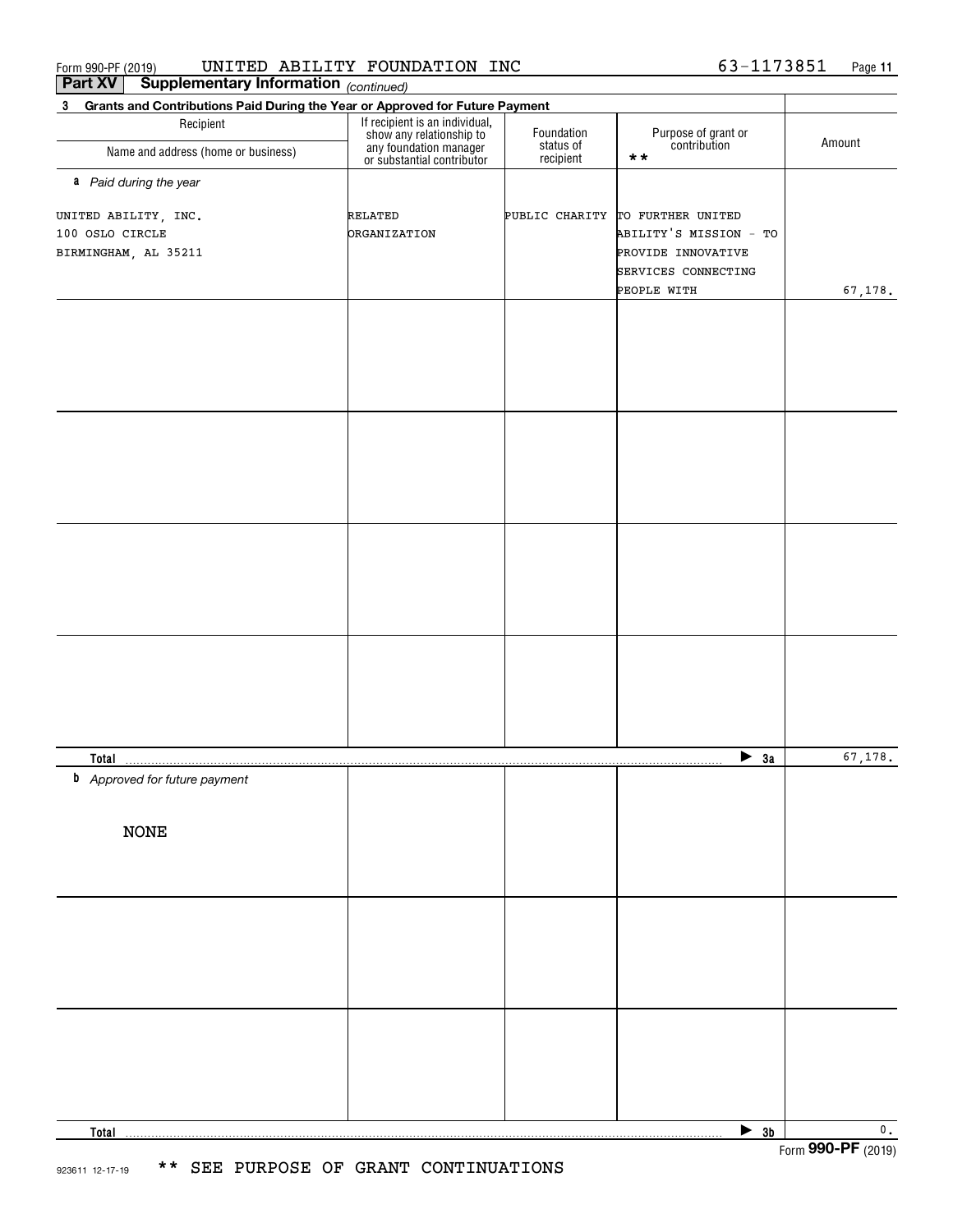Form 990-PF (2019) UNITED ABILITY FOUNDATION INC 63-1173851

**Part XV Supplementary Information** *(continued)*

**3 Grants and Contributions Paid During the Year or Approved for Future Payment**

| Recipient<br>Name and address (home or business) | If recipient is an individual, show any relationship to any foundation manager or substantial contributor | Foundation status of recipient | Purpose of grant or contribution ** | Amount |
|---|---|---|---|---|
| *a Paid during the year* | | | | |
| UNITED ABILITY, INC.<br>100 OSLO CIRCLE<br>BIRMINGHAM, AL 35211 | RELATED ORGANIZATION | PUBLIC CHARITY | TO FURTHER UNITED ABILITY'S MISSION - TO PROVIDE INNOVATIVE SERVICES CONNECTING PEOPLE WITH | 67,178. |
| **Total** | | | ▶ 3a | 67,178. |
| *b Approved for future payment* | | | | |
| NONE | | | | |
| **Total** | | | ▶ 3b | 0. |

Form **990-PF** (2019)

923611 12-17-19 ** SEE PURPOSE OF GRANT CONTINUATIONS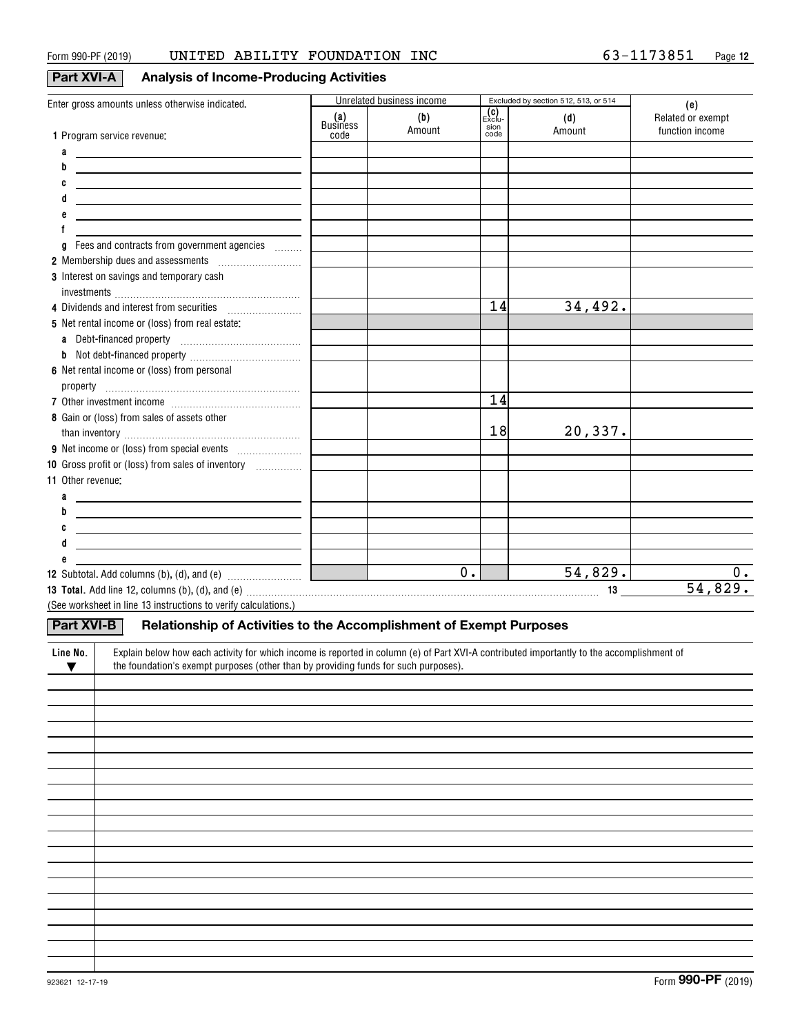Form 990-PF (2019) UNITED ABILITY FOUNDATION INC 63-1173851

## Part XVI-A Analysis of Income-Producing Activities

| Enter gross amounts unless otherwise indicated. | Unrelated business income | | Excluded by section 512, 513, or 514 | | (e) |
|---|---|---|---|---|---|
| | (a) Business code | (b) Amount | (c) Exclusion code | (d) Amount | Related or exempt function income |
| 1 Program service revenue: | | | | | |
| a | | | | | |
| b | | | | | |
| c | | | | | |
| d | | | | | |
| e | | | | | |
| f | | | | | |
| g Fees and contracts from government agencies | | | | | |
| 2 Membership dues and assessments | | | | | |
| 3 Interest on savings and temporary cash investments | | | | | |
| 4 Dividends and interest from securities | | | 14 | 34,492. | |
| 5 Net rental income or (loss) from real estate: | | | | | |
| a Debt-financed property | | | | | |
| b Not debt-financed property | | | | | |
| 6 Net rental income or (loss) from personal property | | | | | |
| 7 Other investment income | | | 14 | | |
| 8 Gain or (loss) from sales of assets other than inventory | | | 18 | 20,337. | |
| 9 Net income or (loss) from special events | | | | | |
| 10 Gross profit or (loss) from sales of inventory | | | | | |
| 11 Other revenue: | | | | | |
| a | | | | | |
| b | | | | | |
| c | | | | | |
| d | | | | | |
| e | | | | | |
| 12 Subtotal. Add columns (b), (d), and (e) | | 0. | | 54,829. | 0. |
| **13 Total.** Add line 12, columns (b), (d), and (e) | | | | 13 | 54,829. |

(See worksheet in line 13 instructions to verify calculations.)

## Part XVI-B Relationship of Activities to the Accomplishment of Exempt Purposes

| Line No. ▼ | Explain below how each activity for which income is reported in column (e) of Part XVI-A contributed importantly to the accomplishment of the foundation's exempt purposes (other than by providing funds for such purposes). |
|---|---|
| | |

923621 12-17-19 Form **990-PF** (2019)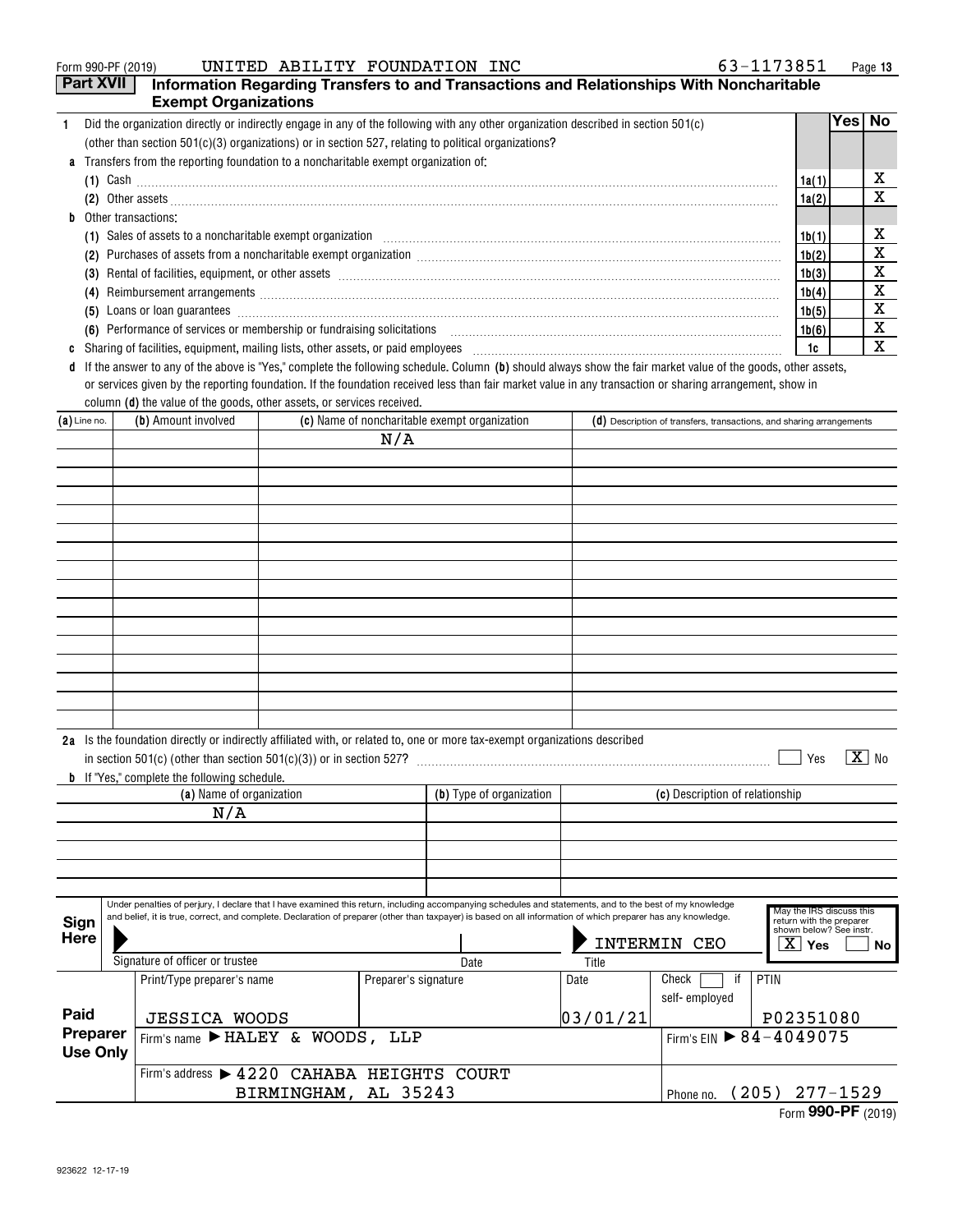Form 990-PF (2019) UNITED ABILITY FOUNDATION INC 63-1173851

## Part XVII Information Regarding Transfers to and Transactions and Relationships With Noncharitable Exempt Organizations

| | | | Yes | No |
|---|---|---|---|---|
| **1** | Did the organization directly or indirectly engage in any of the following with any other organization described in section 501(c) (other than section 501(c)(3) organizations) or in section 527, relating to political organizations? | | | |
| **a** | Transfers from the reporting foundation to a noncharitable exempt organization of: | | | |
| | (1) Cash | 1a(1) | | X |
| | (2) Other assets | 1a(2) | | X |
| **b** | Other transactions: | | | |
| | (1) Sales of assets to a noncharitable exempt organization | 1b(1) | | X |
| | (2) Purchases of assets from a noncharitable exempt organization | 1b(2) | | X |
| | (3) Rental of facilities, equipment, or other assets | 1b(3) | | X |
| | (4) Reimbursement arrangements | 1b(4) | | X |
| | (5) Loans or loan guarantees | 1b(5) | | X |
| | (6) Performance of services or membership or fundraising solicitations | 1b(6) | | X |
| **c** | Sharing of facilities, equipment, mailing lists, other assets, or paid employees | 1c | | X |

**d** If the answer to any of the above is "Yes," complete the following schedule. Column **(b)** should always show the fair market value of the goods, other assets, or services given by the reporting foundation. If the foundation received less than fair market value in any transaction or sharing arrangement, show in column **(d)** the value of the goods, other assets, or services received.

| (a) Line no. | (b) Amount involved | (c) Name of noncharitable exempt organization | (d) Description of transfers, transactions, and sharing arrangements |
|---|---|---|---|
| | | N/A | |

**2a** Is the foundation directly or indirectly affiliated with, or related to, one or more tax-exempt organizations described in section 501(c) (other than section 501(c)(3)) or in section 527? ☐ Yes ☒ No

**b** If "Yes," complete the following schedule.

| (a) Name of organization | (b) Type of organization | (c) Description of relationship |
|---|---|---|
| N/A | | |

**Sign Here**

Under penalties of perjury, I declare that I have examined this return, including accompanying schedules and statements, and to the best of my knowledge and belief, it is true, correct, and complete. Declaration of preparer (other than taxpayer) is based on all information of which preparer has any knowledge.

| Signature of officer or trustee | Date | Title: INTERMIN CEO | May the IRS discuss this return with the preparer shown below? See instr. ☒ Yes ☐ No |
|---|---|---|---|

**Paid Preparer Use Only**

| Print/Type preparer's name | Preparer's signature | Date | Check ☐ if self-employed | PTIN |
|---|---|---|---|---|
| JESSICA WOODS | | 03/01/21 | | P02351080 |

Firm's name ▶ HALEY & WOODS, LLP — Firm's EIN ▶ 84-4049075

Firm's address ▶ 4220 CAHABA HEIGHTS COURT, BIRMINGHAM, AL 35243 — Phone no. (205) 277-1529

Form **990-PF** (2019)

923622 12-17-19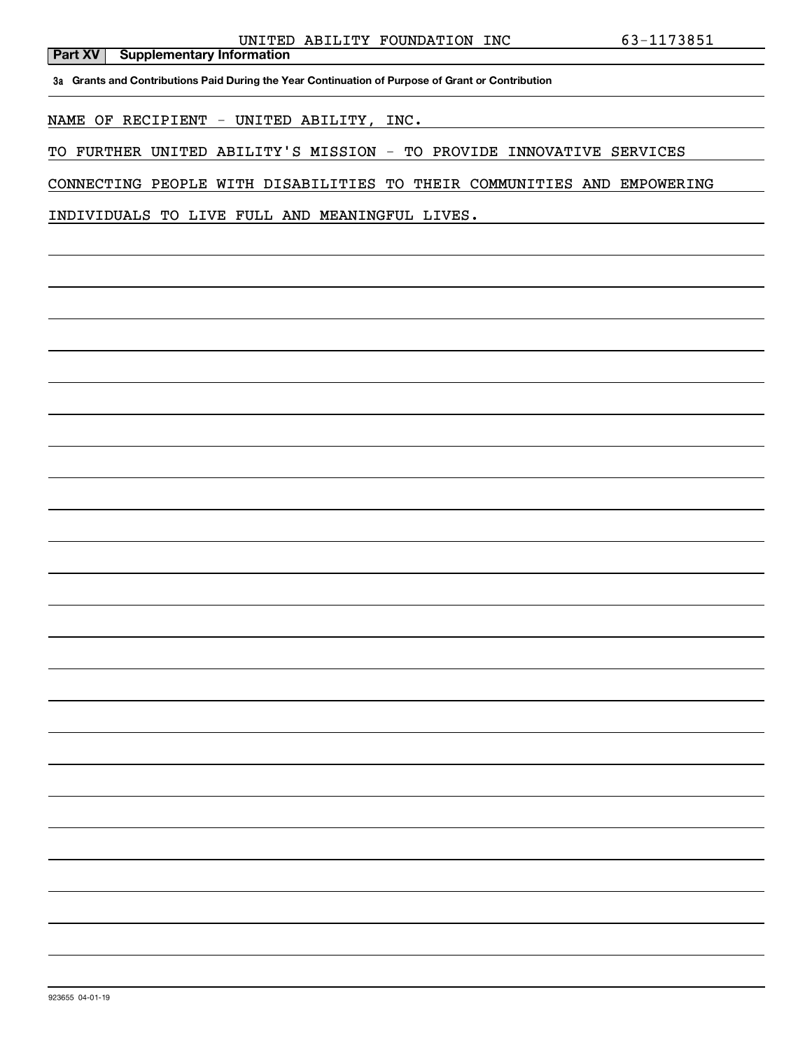UNITED ABILITY FOUNDATION INC 63-1173851

**Part XV Supplementary Information**

**3a Grants and Contributions Paid During the Year Continuation of Purpose of Grant or Contribution**

NAME OF RECIPIENT - UNITED ABILITY, INC.

TO FURTHER UNITED ABILITY'S MISSION - TO PROVIDE INNOVATIVE SERVICES CONNECTING PEOPLE WITH DISABILITIES TO THEIR COMMUNITIES AND EMPOWERING INDIVIDUALS TO LIVE FULL AND MEANINGFUL LIVES.

923655 04-01-19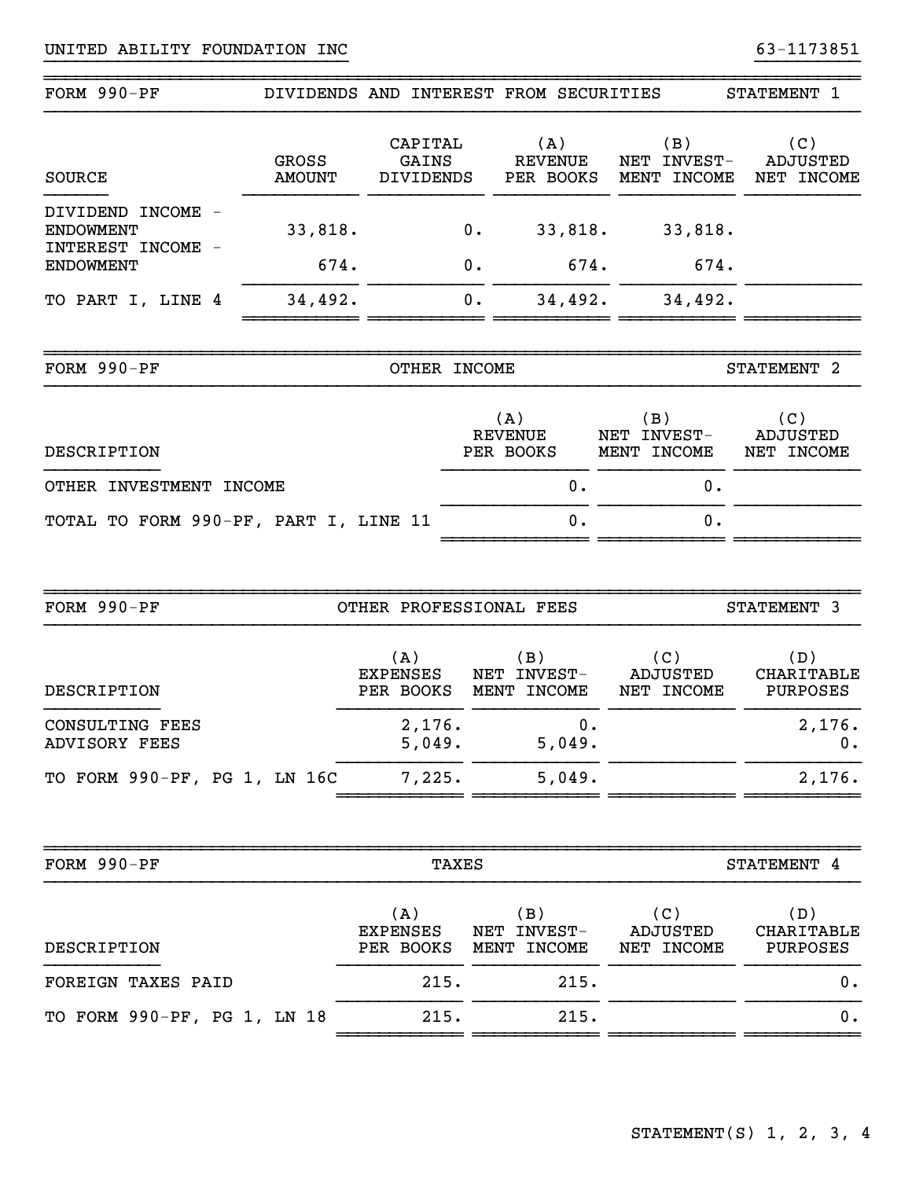UNITED ABILITY FOUNDATION INC　　63-1173851

## FORM 990-PF　　DIVIDENDS AND INTEREST FROM SECURITIES　　STATEMENT 1

| SOURCE | GROSS AMOUNT | CAPITAL GAINS DIVIDENDS | (A) REVENUE PER BOOKS | (B) NET INVEST- MENT INCOME | (C) ADJUSTED NET INCOME |
|---|---|---|---|---|---|
| DIVIDEND INCOME - ENDOWMENT | 33,818. | 0. | 33,818. | 33,818. | |
| INTEREST INCOME - ENDOWMENT | 674. | 0. | 674. | 674. | |
| TO PART I, LINE 4 | 34,492. | 0. | 34,492. | 34,492. | |

## FORM 990-PF　　OTHER INCOME　　STATEMENT 2

| DESCRIPTION | (A) REVENUE PER BOOKS | (B) NET INVEST- MENT INCOME | (C) ADJUSTED NET INCOME |
|---|---|---|---|
| OTHER INVESTMENT INCOME | 0. | 0. | |
| TOTAL TO FORM 990-PF, PART I, LINE 11 | 0. | 0. | |

## FORM 990-PF　　OTHER PROFESSIONAL FEES　　STATEMENT 3

| DESCRIPTION | (A) EXPENSES PER BOOKS | (B) NET INVEST- MENT INCOME | (C) ADJUSTED NET INCOME | (D) CHARITABLE PURPOSES |
|---|---|---|---|---|
| CONSULTING FEES | 2,176. | 0. | | 2,176. |
| ADVISORY FEES | 5,049. | 5,049. | | 0. |
| TO FORM 990-PF, PG 1, LN 16C | 7,225. | 5,049. | | 2,176. |

## FORM 990-PF　　TAXES　　STATEMENT 4

| DESCRIPTION | (A) EXPENSES PER BOOKS | (B) NET INVEST- MENT INCOME | (C) ADJUSTED NET INCOME | (D) CHARITABLE PURPOSES |
|---|---|---|---|---|
| FOREIGN TAXES PAID | 215. | 215. | | 0. |
| TO FORM 990-PF, PG 1, LN 18 | 215. | 215. | | 0. |

STATEMENT(S) 1, 2, 3, 4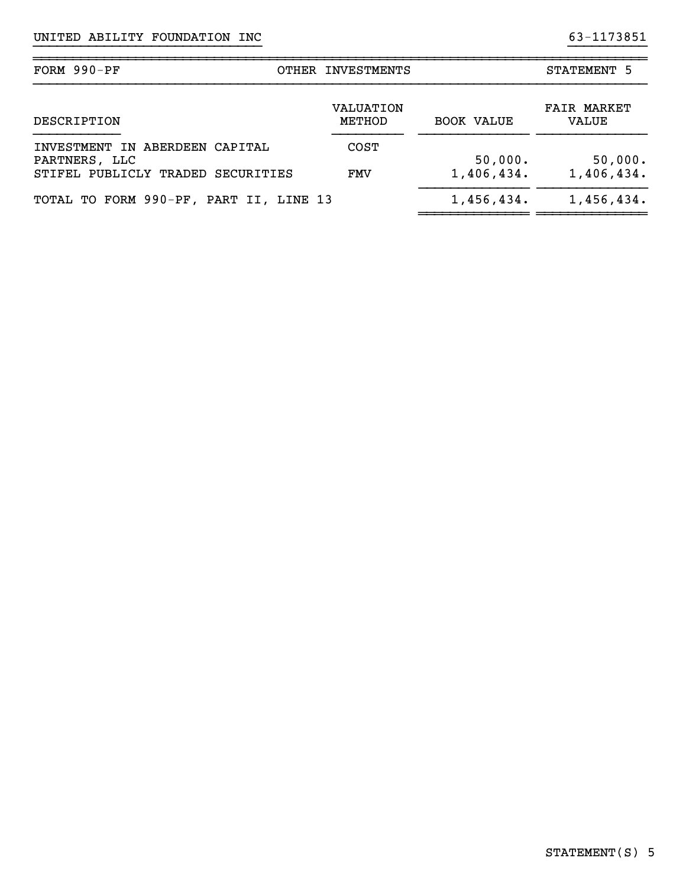UNITED ABILITY FOUNDATION INC 63-1173851

FORM 990-PF OTHER INVESTMENTS STATEMENT 5

| DESCRIPTION | VALUATION METHOD | BOOK VALUE | FAIR MARKET VALUE |
|---|---|---|---|
| INVESTMENT IN ABERDEEN CAPITAL PARTNERS, LLC | COST | 50,000. | 50,000. |
| STIFEL PUBLICLY TRADED SECURITIES | FMV | 1,406,434. | 1,406,434. |
| TOTAL TO FORM 990-PF, PART II, LINE 13 | | 1,456,434. | 1,456,434. |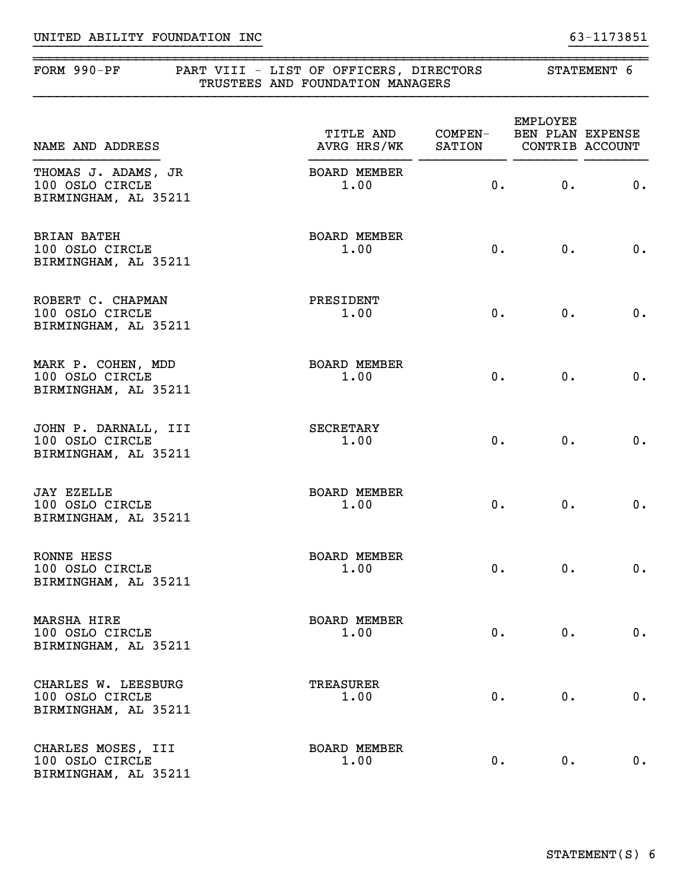UNITED ABILITY FOUNDATION INC 63-1173851

## FORM 990-PF PART VIII - LIST OF OFFICERS, DIRECTORS TRUSTEES AND FOUNDATION MANAGERS STATEMENT 6

| NAME AND ADDRESS | TITLE AND AVRG HRS/WK | COMPEN-SATION | EMPLOYEE BEN PLAN CONTRIB | EXPENSE ACCOUNT |
|---|---|---|---|---|
| THOMAS J. ADAMS, JR<br>100 OSLO CIRCLE<br>BIRMINGHAM, AL 35211 | BOARD MEMBER<br>1.00 | 0. | 0. | 0. |
| BRIAN BATEH<br>100 OSLO CIRCLE<br>BIRMINGHAM, AL 35211 | BOARD MEMBER<br>1.00 | 0. | 0. | 0. |
| ROBERT C. CHAPMAN<br>100 OSLO CIRCLE<br>BIRMINGHAM, AL 35211 | PRESIDENT<br>1.00 | 0. | 0. | 0. |
| MARK P. COHEN, MDD<br>100 OSLO CIRCLE<br>BIRMINGHAM, AL 35211 | BOARD MEMBER<br>1.00 | 0. | 0. | 0. |
| JOHN P. DARNALL, III<br>100 OSLO CIRCLE<br>BIRMINGHAM, AL 35211 | SECRETARY<br>1.00 | 0. | 0. | 0. |
| JAY EZELLE<br>100 OSLO CIRCLE<br>BIRMINGHAM, AL 35211 | BOARD MEMBER<br>1.00 | 0. | 0. | 0. |
| RONNE HESS<br>100 OSLO CIRCLE<br>BIRMINGHAM, AL 35211 | BOARD MEMBER<br>1.00 | 0. | 0. | 0. |
| MARSHA HIRE<br>100 OSLO CIRCLE<br>BIRMINGHAM, AL 35211 | BOARD MEMBER<br>1.00 | 0. | 0. | 0. |
| CHARLES W. LEESBURG<br>100 OSLO CIRCLE<br>BIRMINGHAM, AL 35211 | TREASURER<br>1.00 | 0. | 0. | 0. |
| CHARLES MOSES, III<br>100 OSLO CIRCLE<br>BIRMINGHAM, AL 35211 | BOARD MEMBER<br>1.00 | 0. | 0. | 0. |

STATEMENT(S) 6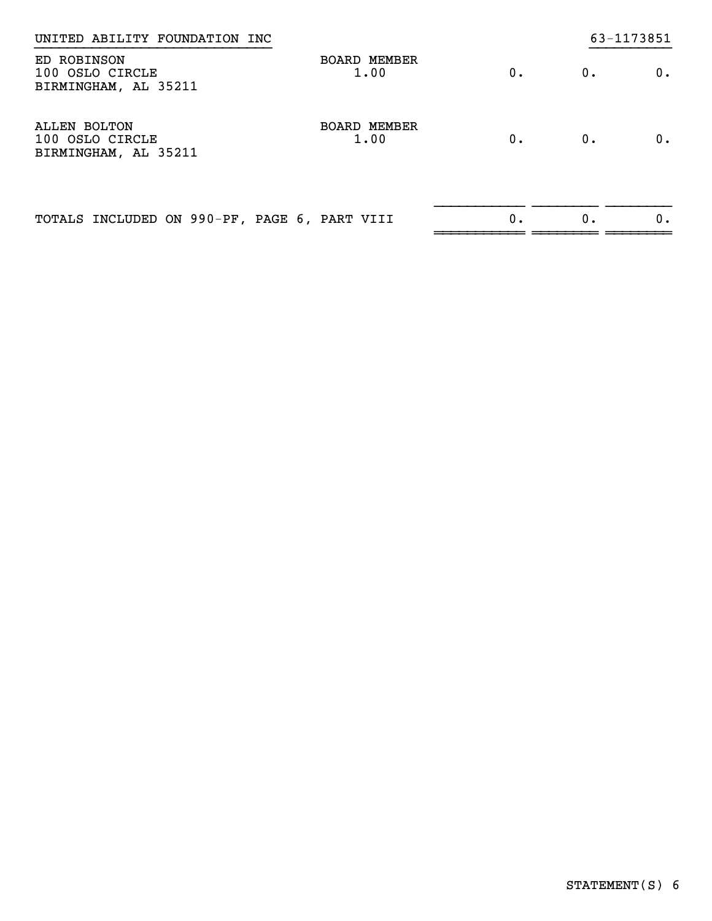UNITED ABILITY FOUNDATION INC 63-1173851

| | | | | |
|---|---|---|---|---|
| ED ROBINSON<br>100 OSLO CIRCLE<br>BIRMINGHAM, AL 35211 | BOARD MEMBER<br>1.00 | 0. | 0. | 0. |
| ALLEN BOLTON<br>100 OSLO CIRCLE<br>BIRMINGHAM, AL 35211 | BOARD MEMBER<br>1.00 | 0. | 0. | 0. |
| TOTALS INCLUDED ON 990-PF, PAGE 6, PART VIII | | 0. | 0. | 0. |

STATEMENT(S) 6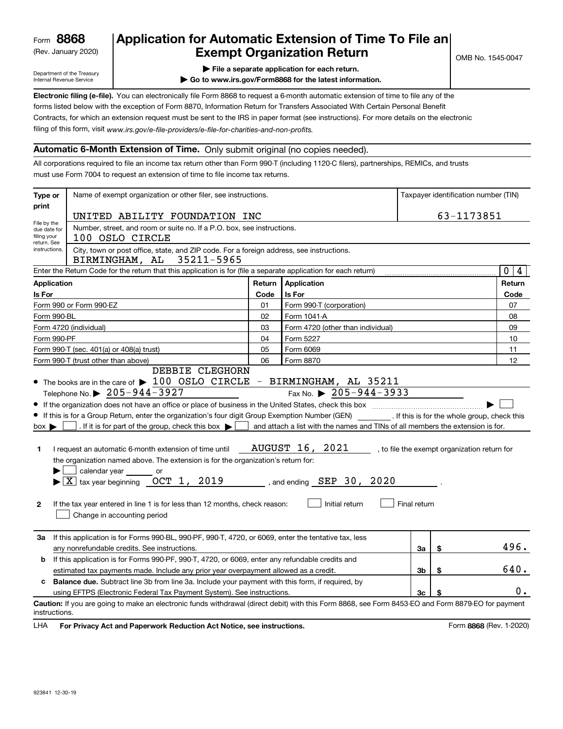Form **8868**
(Rev. January 2020)
Department of the Treasury
Internal Revenue Service

# Application for Automatic Extension of Time To File an Exempt Organization Return

▶ File a separate application for each return.
▶ Go to www.irs.gov/Form8868 for the latest information.

OMB No. 1545-0047

**Electronic filing (e-file).** You can electronically file Form 8868 to request a 6-month automatic extension of time to file any of the forms listed below with the exception of Form 8870, Information Return for Transfers Associated With Certain Personal Benefit Contracts, for which an extension request must be sent to the IRS in paper format (see instructions). For more details on the electronic filing of this form, visit *www.irs.gov/e-file-providers/e-file-for-charities-and-non-profits.*

## Automatic 6-Month Extension of Time. Only submit original (no copies needed).

All corporations required to file an income tax return other than Form 990-T (including 1120-C filers), partnerships, REMICs, and trusts must use Form 7004 to request an extension of time to file income tax returns.

**Type or print**

File by the due date for filing your return. See instructions.

| | |
|---|---|
| Name of exempt organization or other filer, see instructions. | Taxpayer identification number (TIN) |
| UNITED ABILITY FOUNDATION INC | 63-1173851 |
| Number, street, and room or suite no. If a P.O. box, see instructions. 100 OSLO CIRCLE | |
| City, town or post office, state, and ZIP code. For a foreign address, see instructions. BIRMINGHAM, AL 35211-5965 | |

Enter the Return Code for the return that this application is for (file a separate application for each return) ..... 0 4

| Application Is For | Return Code | Application Is For | Return Code |
|---|---|---|---|
| Form 990 or Form 990-EZ | 01 | Form 990-T (corporation) | 07 |
| Form 990-BL | 02 | Form 1041-A | 08 |
| Form 4720 (individual) | 03 | Form 4720 (other than individual) | 09 |
| Form 990-PF | 04 | Form 5227 | 10 |
| Form 990-T (sec. 401(a) or 408(a) trust) | 05 | Form 6069 | 11 |
| Form 990-T (trust other than above) | 06 | Form 8870 | 12 |

- The books are in the care of ▶ DEBBIE CLEGHORN 100 OSLO CIRCLE - BIRMINGHAM, AL 35211
  Telephone No. ▶ 205-944-3927 Fax No. ▶ 205-944-3933
- If the organization does not have an office or place of business in the United States, check this box ..... ▶ ☐
- If this is for a Group Return, enter the organization's four digit Group Exemption Number (GEN) ________ . If this is for the whole group, check this box ▶ ☐ . If it is for part of the group, check this box ▶ ☐ and attach a list with the names and TINs of all members the extension is for.

**1** I request an automatic 6-month extension of time until AUGUST 16, 2021 , to file the exempt organization return for the organization named above. The extension is for the organization's return for:
▶ ☐ calendar year ______ or
▶ ☒ tax year beginning OCT 1, 2019 , and ending SEP 30, 2020 .

**2** If the tax year entered in line 1 is for less than 12 months, check reason: ☐ Initial return ☐ Final return ☐ Change in accounting period

| | | | | |
|---|---|---|---|---|
| **3a** | If this application is for Forms 990-BL, 990-PF, 990-T, 4720, or 6069, enter the tentative tax, less any nonrefundable credits. See instructions. | 3a | $ | 496. |
| **b** | If this application is for Forms 990-PF, 990-T, 4720, or 6069, enter any refundable credits and estimated tax payments made. Include any prior year overpayment allowed as a credit. | 3b | $ | 640. |
| **c** | **Balance due.** Subtract line 3b from line 3a. Include your payment with this form, if required, by using EFTPS (Electronic Federal Tax Payment System). See instructions. | 3c | $ | 0. |

**Caution:** If you are going to make an electronic funds withdrawal (direct debit) with this Form 8868, see Form 8453-EO and Form 8879-EO for payment instructions.

LHA **For Privacy Act and Paperwork Reduction Act Notice, see instructions.** Form **8868** (Rev. 1-2020)

923841 12-30-19